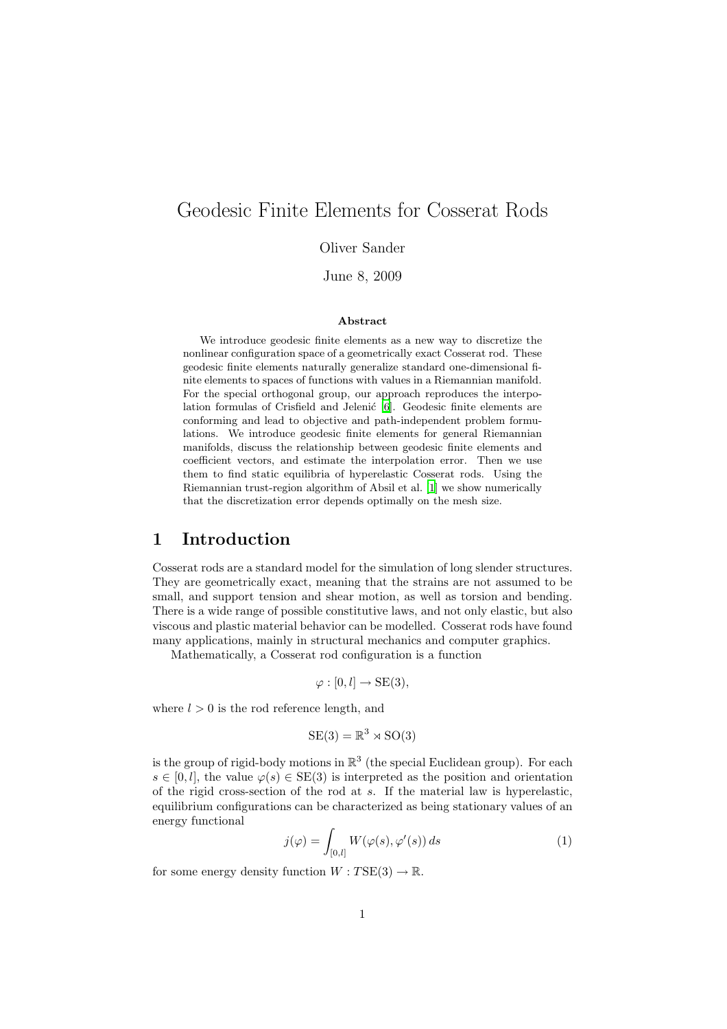# Geodesic Finite Elements for Cosserat Rods

Oliver Sander

June 8, 2009

**Abstract**

We introduce geodesic finite elements as a new way to discretize the nonlinear configuration space of a geometrically exact Cosserat rod. These geodesic finite elements naturally generalize standard one-dimensional finite elements to spaces of functions with values in a Riemannian manifold. For the special orthogonal group, our approach reproduces the interpolation formulas of Crisfield and Jelenić [6]. Geodesic finite elements are conforming and lead to objective and path-independent problem formulations. We introduce geodesic finite elements for general Riemannian manifolds, discuss the relationship between geodesic finite elements and coefficient vectors, and estimate the interpolation error. Then we use them to find static equilibria of hyperelastic Cosserat rods. Using the Riemannian trust-region algorithm of Absil et al. [1] we show numerically that the discretization error depends optimally on the mesh size.

## 1 Introduction

Cosserat rods are a standard model for the simulation of long slender structures. They are geometrically exact, meaning that the strains are not assumed to be small, and support tension and shear motion, as well as torsion and bending. There is a wide range of possible constitutive laws, and not only elastic, but also viscous and plastic material behavior can be modelled. Cosserat rods have found many applications, mainly in structural mechanics and computer graphics.

Mathematically, a Cosserat rod configuration is a function

$$\varphi : [0, l] \to \mathrm{SE}(3),$$

where $l > 0$ is the rod reference length, and

$$\mathrm{SE}(3) = \mathbb{R}^3 \rtimes \mathrm{SO}(3)$$

is the group of rigid-body motions in $\mathbb{R}^3$ (the special Euclidean group). For each $s \in [0, l]$, the value $\varphi(s) \in \mathrm{SE}(3)$ is interpreted as the position and orientation of the rigid cross-section of the rod at $s$. If the material law is hyperelastic, equilibrium configurations can be characterized as being stationary values of an energy functional

$$j(\varphi) = \int_{[0,l]} W(\varphi(s), \varphi'(s))\, ds \tag{1}$$

for some energy density function $W : T\mathrm{SE}(3) \to \mathbb{R}$.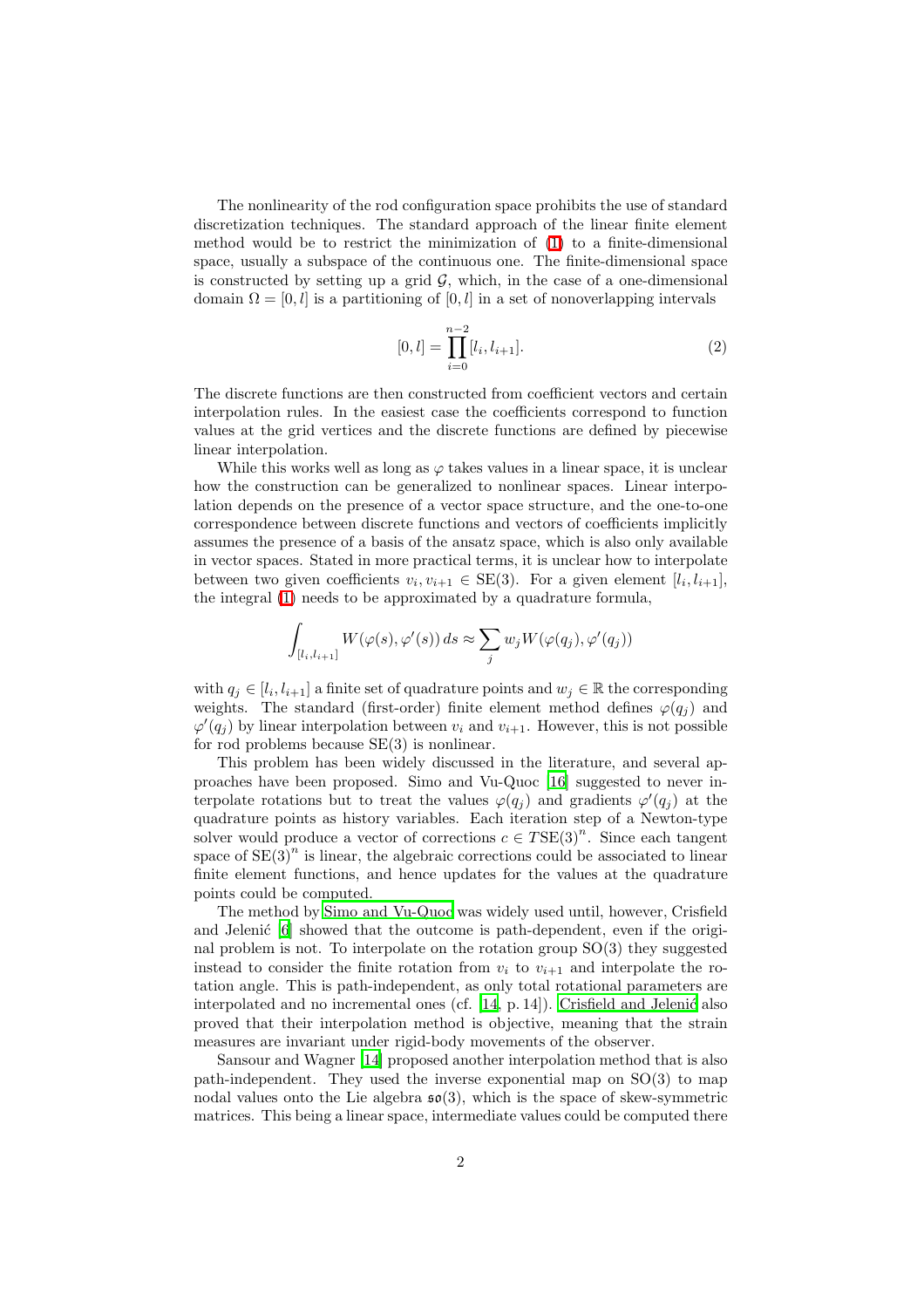The nonlinearity of the rod configuration space prohibits the use of standard discretization techniques. The standard approach of the linear finite element method would be to restrict the minimization of (1) to a finite-dimensional space, usually a subspace of the continuous one. The finite-dimensional space is constructed by setting up a grid $\mathcal{G}$, which, in the case of a one-dimensional domain $\Omega = [0, l]$ is a partitioning of $[0, l]$ in a set of nonoverlapping intervals

$$[0, l] = \prod_{i=0}^{n-2} [l_i, l_{i+1}]. \tag{2}$$

The discrete functions are then constructed from coefficient vectors and certain interpolation rules. In the easiest case the coefficients correspond to function values at the grid vertices and the discrete functions are defined by piecewise linear interpolation.

While this works well as long as $\varphi$ takes values in a linear space, it is unclear how the construction can be generalized to nonlinear spaces. Linear interpolation depends on the presence of a vector space structure, and the one-to-one correspondence between discrete functions and vectors of coefficients implicitly assumes the presence of a basis of the ansatz space, which is also only available in vector spaces. Stated in more practical terms, it is unclear how to interpolate between two given coefficients $v_i, v_{i+1} \in \mathrm{SE}(3)$. For a given element $[l_i, l_{i+1}]$, the integral (1) needs to be approximated by a quadrature formula,

$$\int_{[l_i, l_{i+1}]} W(\varphi(s), \varphi'(s))\, ds \approx \sum_j w_j W(\varphi(q_j), \varphi'(q_j))$$

with $q_j \in [l_i, l_{i+1}]$ a finite set of quadrature points and $w_j \in \mathbb{R}$ the corresponding weights. The standard (first-order) finite element method defines $\varphi(q_j)$ and $\varphi'(q_j)$ by linear interpolation between $v_i$ and $v_{i+1}$. However, this is not possible for rod problems because $\mathrm{SE}(3)$ is nonlinear.

This problem has been widely discussed in the literature, and several approaches have been proposed. Simo and Vu-Quoc [16] suggested to never interpolate rotations but to treat the values $\varphi(q_j)$ and gradients $\varphi'(q_j)$ at the quadrature points as history variables. Each iteration step of a Newton-type solver would produce a vector of corrections $c \in T\mathrm{SE}(3)^n$. Since each tangent space of $\mathrm{SE}(3)^n$ is linear, the algebraic corrections could be associated to linear finite element functions, and hence updates for the values at the quadrature points could be computed.

The method by Simo and Vu-Quoc was widely used until, however, Crisfield and Jelenić [6] showed that the outcome is path-dependent, even if the original problem is not. To interpolate on the rotation group $\mathrm{SO}(3)$ they suggested instead to consider the finite rotation from $v_i$ to $v_{i+1}$ and interpolate the rotation angle. This is path-independent, as only total rotational parameters are interpolated and no incremental ones (cf. [14, p. 14]). Crisfield and Jelenić also proved that their interpolation method is objective, meaning that the strain measures are invariant under rigid-body movements of the observer.

Sansour and Wagner [14] proposed another interpolation method that is also path-independent. They used the inverse exponential map on $\mathrm{SO}(3)$ to map nodal values onto the Lie algebra $\mathfrak{so}(3)$, which is the space of skew-symmetric matrices. This being a linear space, intermediate values could be computed there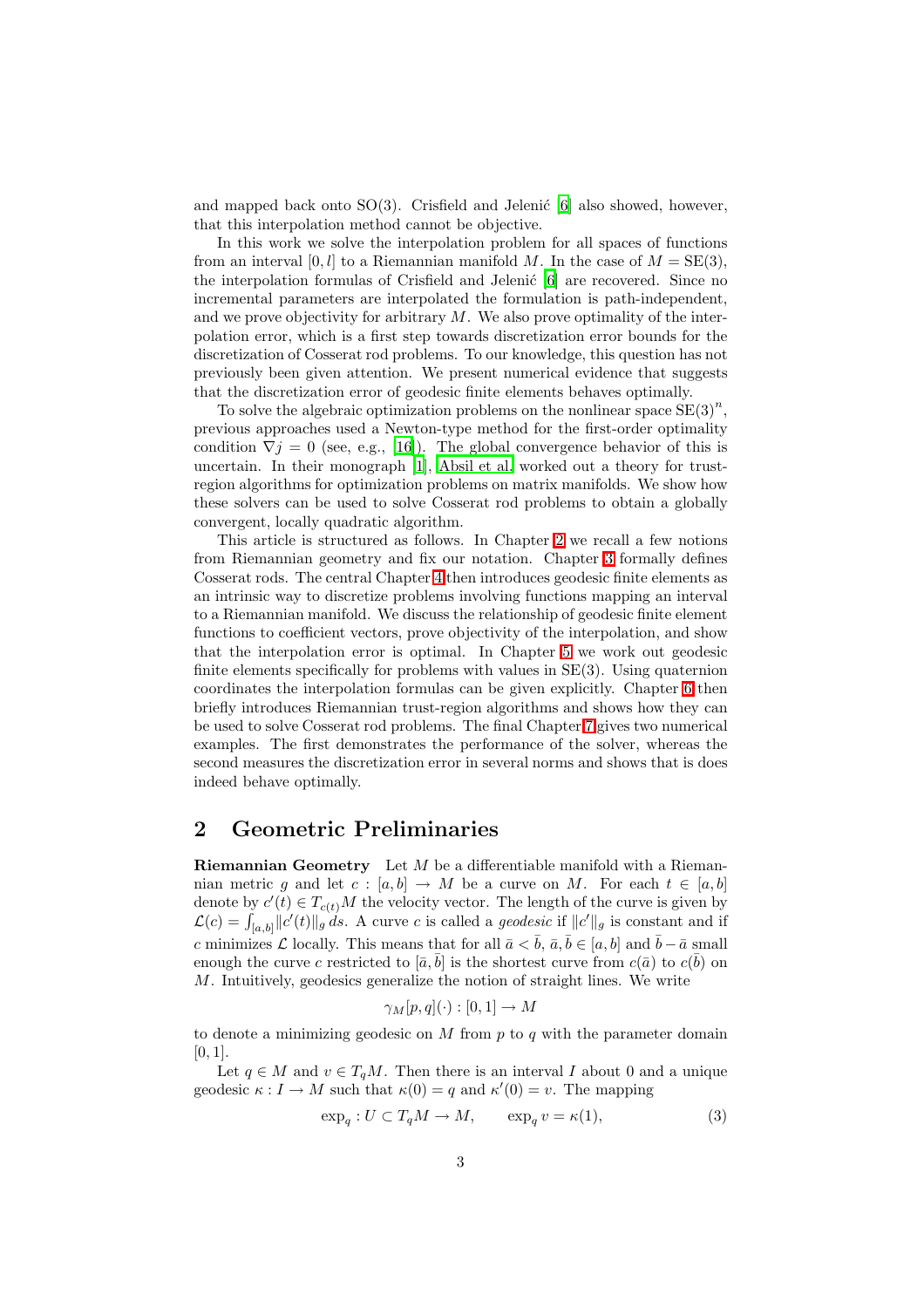and mapped back onto SO(3). Crisfield and Jelenić [6] also showed, however, that this interpolation method cannot be objective.

In this work we solve the interpolation problem for all spaces of functions from an interval $[0, l]$ to a Riemannian manifold $M$. In the case of $M = \mathrm{SE}(3)$, the interpolation formulas of Crisfield and Jelenić [6] are recovered. Since no incremental parameters are interpolated the formulation is path-independent, and we prove objectivity for arbitrary $M$. We also prove optimality of the interpolation error, which is a first step towards discretization error bounds for the discretization of Cosserat rod problems. To our knowledge, this question has not previously been given attention. We present numerical evidence that suggests that the discretization error of geodesic finite elements behaves optimally.

To solve the algebraic optimization problems on the nonlinear space $\mathrm{SE}(3)^n$, previous approaches used a Newton-type method for the first-order optimality condition $\nabla j = 0$ (see, e.g., [16]). The global convergence behavior of this is uncertain. In their monograph [1], Absil et al. worked out a theory for trust-region algorithms for optimization problems on matrix manifolds. We show how these solvers can be used to solve Cosserat rod problems to obtain a globally convergent, locally quadratic algorithm.

This article is structured as follows. In Chapter 2 we recall a few notions from Riemannian geometry and fix our notation. Chapter 3 formally defines Cosserat rods. The central Chapter 4 then introduces geodesic finite elements as an intrinsic way to discretize problems involving functions mapping an interval to a Riemannian manifold. We discuss the relationship of geodesic finite element functions to coefficient vectors, prove objectivity of the interpolation, and show that the interpolation error is optimal. In Chapter 5 we work out geodesic finite elements specifically for problems with values in SE(3). Using quaternion coordinates the interpolation formulas can be given explicitly. Chapter 6 then briefly introduces Riemannian trust-region algorithms and shows how they can be used to solve Cosserat rod problems. The final Chapter 7 gives two numerical examples. The first demonstrates the performance of the solver, whereas the second measures the discretization error in several norms and shows that is does indeed behave optimally.

# 2 Geometric Preliminaries

**Riemannian Geometry** Let $M$ be a differentiable manifold with a Riemannian metric $g$ and let $c : [a, b] \to M$ be a curve on $M$. For each $t \in [a, b]$ denote by $c'(t) \in T_{c(t)}M$ the velocity vector. The length of the curve is given by $\mathcal{L}(c) = \int_{[a,b]} \|c'(t)\|_g \, ds$. A curve $c$ is called a *geodesic* if $\|c'\|_g$ is constant and if $c$ minimizes $\mathcal{L}$ locally. This means that for all $\bar{a} < \bar{b}$, $\bar{a}, \bar{b} \in [a, b]$ and $\bar{b} - \bar{a}$ small enough the curve $c$ restricted to $[\bar{a}, \bar{b}]$ is the shortest curve from $c(\bar{a})$ to $c(\bar{b})$ on $M$. Intuitively, geodesics generalize the notion of straight lines. We write

$$\gamma_M[p, q](\cdot) : [0, 1] \to M$$

to denote a minimizing geodesic on $M$ from $p$ to $q$ with the parameter domain $[0, 1]$.

Let $q \in M$ and $v \in T_qM$. Then there is an interval $I$ about 0 and a unique geodesic $\kappa : I \to M$ such that $\kappa(0) = q$ and $\kappa'(0) = v$. The mapping

$$\exp_q : U \subset T_qM \to M, \qquad \exp_q v = \kappa(1), \tag{3}$$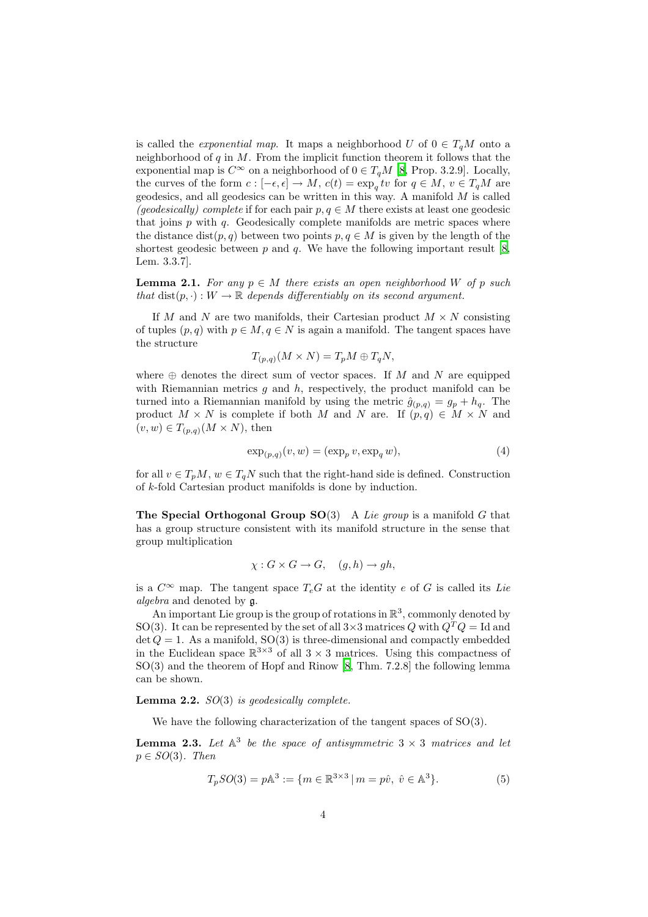is called the *exponential map*. It maps a neighborhood $U$ of $0 \in T_qM$ onto a neighborhood of $q$ in $M$. From the implicit function theorem it follows that the exponential map is $C^\infty$ on a neighborhood of $0 \in T_qM$ [8, Prop. 3.2.9]. Locally, the curves of the form $c : [-\epsilon, \epsilon] \to M$, $c(t) = \exp_q tv$ for $q \in M$, $v \in T_qM$ are geodesics, and all geodesics can be written in this way. A manifold $M$ is called *(geodesically) complete* if for each pair $p, q \in M$ there exists at least one geodesic that joins $p$ with $q$. Geodesically complete manifolds are metric spaces where the distance $\text{dist}(p, q)$ between two points $p, q \in M$ is given by the length of the shortest geodesic between $p$ and $q$. We have the following important result [8, Lem. 3.3.7].

**Lemma 2.1.** *For any $p \in M$ there exists an open neighborhood $W$ of $p$ such that $\text{dist}(p, \cdot) : W \to \mathbb{R}$ depends differentiably on its second argument.*

If $M$ and $N$ are two manifolds, their Cartesian product $M \times N$ consisting of tuples $(p, q)$ with $p \in M, q \in N$ is again a manifold. The tangent spaces have the structure

$$T_{(p,q)}(M \times N) = T_pM \oplus T_qN,$$

where $\oplus$ denotes the direct sum of vector spaces. If $M$ and $N$ are equipped with Riemannian metrics $g$ and $h$, respectively, the product manifold can be turned into a Riemannian manifold by using the metric $\hat{g}_{(p,q)} = g_p + h_q$. The product $M \times N$ is complete if both $M$ and $N$ are. If $(p, q) \in M \times N$ and $(v, w) \in T_{(p,q)}(M \times N)$, then

$$\exp_{(p,q)}(v, w) = (\exp_p v, \exp_q w), \tag{4}$$

for all $v \in T_pM$, $w \in T_qN$ such that the right-hand side is defined. Construction of $k$-fold Cartesian product manifolds is done by induction.

**The Special Orthogonal Group SO(3)** A *Lie group* is a manifold $G$ that has a group structure consistent with its manifold structure in the sense that group multiplication

$$\chi : G \times G \to G, \quad (g, h) \to gh,$$

is a $C^\infty$ map. The tangent space $T_eG$ at the identity $e$ of $G$ is called its *Lie algebra* and denoted by $\mathfrak{g}$.

An important Lie group is the group of rotations in $\mathbb{R}^3$, commonly denoted by SO(3). It can be represented by the set of all $3 \times 3$ matrices $Q$ with $Q^TQ = \text{Id}$ and $\det Q = 1$. As a manifold, SO(3) is three-dimensional and compactly embedded in the Euclidean space $\mathbb{R}^{3\times3}$ of all $3 \times 3$ matrices. Using this compactness of SO(3) and the theorem of Hopf and Rinow [8, Thm. 7.2.8] the following lemma can be shown.

**Lemma 2.2.** *$SO(3)$ is geodesically complete.*

We have the following characterization of the tangent spaces of SO(3).

**Lemma 2.3.** *Let $\mathbb{A}^3$ be the space of antisymmetric $3 \times 3$ matrices and let $p \in SO(3)$. Then*

$$T_pSO(3) = p\mathbb{A}^3 := \{m \in \mathbb{R}^{3\times3} \,|\, m = p\hat{v},\ \hat{v} \in \mathbb{A}^3\}. \tag{5}$$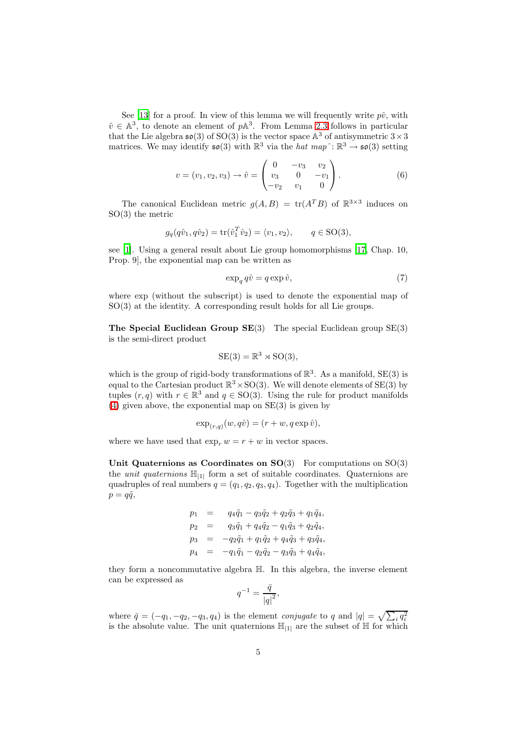See [13] for a proof. In view of this lemma we will frequently write $p\hat{v}$, with $\hat{v} \in \mathbb{A}^3$, to denote an element of $p\mathbb{A}^3$. From Lemma 2.3 follows in particular that the Lie algebra $\mathfrak{so}(3)$ of SO(3) is the vector space $\mathbb{A}^3$ of antisymmetric $3 \times 3$ matrices. We may identify $\mathfrak{so}(3)$ with $\mathbb{R}^3$ via the *hat map* $\hat{}: \mathbb{R}^3 \to \mathfrak{so}(3)$ setting

$$v = (v_1, v_2, v_3) \to \hat{v} = \begin{pmatrix} 0 & -v_3 & v_2 \\ v_3 & 0 & -v_1 \\ -v_2 & v_1 & 0 \end{pmatrix}. \tag{6}$$

The canonical Euclidean metric $g(A, B) = \operatorname{tr}(A^T B)$ of $\mathbb{R}^{3\times 3}$ induces on SO(3) the metric

$$g_q(q\hat{v}_1, q\hat{v}_2) = \operatorname{tr}(\hat{v}_1^T \hat{v}_2) = \langle v_1, v_2 \rangle, \qquad q \in \mathrm{SO}(3),$$

see [1]. Using a general result about Lie group homomorphisms [17, Chap. 10, Prop. 9], the exponential map can be written as

$$\exp_q q\hat{v} = q \exp \hat{v}, \tag{7}$$

where exp (without the subscript) is used to denote the exponential map of SO(3) at the identity. A corresponding result holds for all Lie groups.

**The Special Euclidean Group SE(3)** The special Euclidean group SE(3) is the semi-direct product

$$\mathrm{SE}(3) = \mathbb{R}^3 \rtimes \mathrm{SO}(3),$$

which is the group of rigid-body transformations of $\mathbb{R}^3$. As a manifold, SE(3) is equal to the Cartesian product $\mathbb{R}^3 \times \mathrm{SO}(3)$. We will denote elements of SE(3) by tuples $(r, q)$ with $r \in \mathbb{R}^3$ and $q \in \mathrm{SO}(3)$. Using the rule for product manifolds (4) given above, the exponential map on SE(3) is given by

$$\exp_{(r,q)}(w, q\hat{v}) = (r + w, q \exp \hat{v}),$$

where we have used that $\exp_r w = r + w$ in vector spaces.

**Unit Quaternions as Coordinates on SO(3)** For computations on SO(3) the *unit quaternions* $\mathbb{H}_{|1|}$ form a set of suitable coordinates. Quaternions are quadruples of real numbers $q = (q_1, q_2, q_3, q_4)$. Together with the multiplication $p = q\tilde{q}$,

$$\begin{aligned}
p_1 &= q_4\tilde{q}_1 - q_3\tilde{q}_2 + q_2\tilde{q}_3 + q_1\tilde{q}_4, \\
p_2 &= q_3\tilde{q}_1 + q_4\tilde{q}_2 - q_1\tilde{q}_3 + q_2\tilde{q}_4, \\
p_3 &= -q_2\tilde{q}_1 + q_1\tilde{q}_2 + q_4\tilde{q}_3 + q_3\tilde{q}_4, \\
p_4 &= -q_1\tilde{q}_1 - q_2\tilde{q}_2 - q_3\tilde{q}_3 + q_4\tilde{q}_4,
\end{aligned}$$

they form a noncommutative algebra $\mathbb{H}$. In this algebra, the inverse element can be expressed as

$$q^{-1} = \frac{\bar{q}}{|q|^2},$$

where $\bar{q} = (-q_1, -q_2, -q_3, q_4)$ is the element *conjugate* to $q$ and $|q| = \sqrt{\sum_i q_i^2}$ is the absolute value. The unit quaternions $\mathbb{H}_{|1|}$ are the subset of $\mathbb{H}$ for which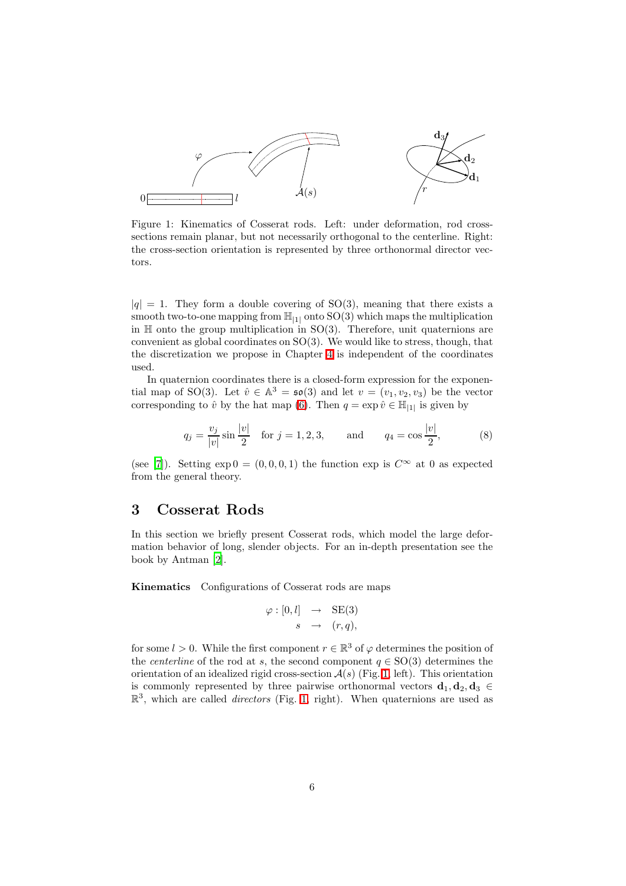Figure 1: Kinematics of Cosserat rods. Left: under deformation, rod cross-sections remain planar, but not necessarily orthogonal to the centerline. Right: the cross-section orientation is represented by three orthonormal director vectors.

$|q| = 1$. They form a double covering of SO(3), meaning that there exists a smooth two-to-one mapping from $\mathbb{H}_{|1|}$ onto SO(3) which maps the multiplication in $\mathbb{H}$ onto the group multiplication in SO(3). Therefore, unit quaternions are convenient as global coordinates on SO(3). We would like to stress, though, that the discretization we propose in Chapter 4 is independent of the coordinates used.

In quaternion coordinates there is a closed-form expression for the exponential map of SO(3). Let $\hat{v} \in \mathbb{A}^3 = \mathfrak{so}(3)$ and let $v = (v_1, v_2, v_3)$ be the vector corresponding to $\hat{v}$ by the hat map (6). Then $q = \exp \hat{v} \in \mathbb{H}_{|1|}$ is given by

$$q_j = \frac{v_j}{|v|} \sin \frac{|v|}{2} \quad \text{for } j = 1, 2, 3, \qquad \text{and} \qquad q_4 = \cos \frac{|v|}{2}, \tag{8}$$

(see [7]). Setting $\exp 0 = (0, 0, 0, 1)$ the function exp is $C^\infty$ at 0 as expected from the general theory.

# 3 Cosserat Rods

In this section we briefly present Cosserat rods, which model the large deformation behavior of long, slender objects. For an in-depth presentation see the book by Antman [2].

**Kinematics** Configurations of Cosserat rods are maps

$$\begin{aligned} \varphi : [0, l] &\rightarrow \text{SE}(3) \\ s &\rightarrow (r, q), \end{aligned}$$

for some $l > 0$. While the first component $r \in \mathbb{R}^3$ of $\varphi$ determines the position of the *centerline* of the rod at $s$, the second component $q \in \text{SO}(3)$ determines the orientation of an idealized rigid cross-section $\mathcal{A}(s)$ (Fig. 1, left). This orientation is commonly represented by three pairwise orthonormal vectors $\mathbf{d}_1, \mathbf{d}_2, \mathbf{d}_3 \in \mathbb{R}^3$, which are called *directors* (Fig. 1, right). When quaternions are used as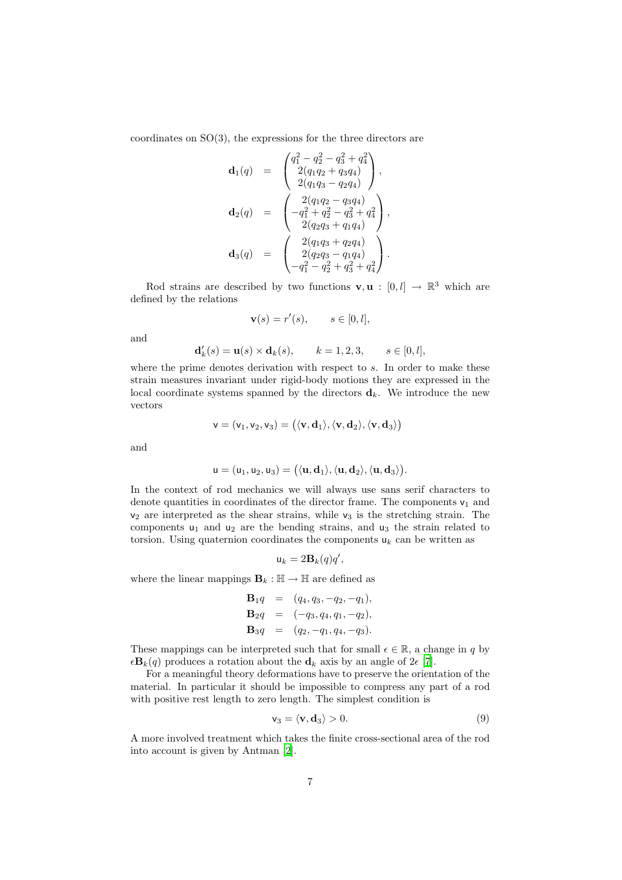coordinates on SO(3), the expressions for the three directors are

$$
\begin{aligned}
\mathbf{d}_1(q) &= \begin{pmatrix} q_1^2 - q_2^2 - q_3^2 + q_4^2 \\ 2(q_1 q_2 + q_3 q_4) \\ 2(q_1 q_3 - q_2 q_4) \end{pmatrix}, \\
\mathbf{d}_2(q) &= \begin{pmatrix} 2(q_1 q_2 - q_3 q_4) \\ -q_1^2 + q_2^2 - q_3^2 + q_4^2 \\ 2(q_2 q_3 + q_1 q_4) \end{pmatrix}, \\
\mathbf{d}_3(q) &= \begin{pmatrix} 2(q_1 q_3 + q_2 q_4) \\ 2(q_2 q_3 - q_1 q_4) \\ -q_1^2 - q_2^2 + q_3^2 + q_4^2 \end{pmatrix}.
\end{aligned}
$$

Rod strains are described by two functions $\mathbf{v}, \mathbf{u} : [0, l] \to \mathbb{R}^3$ which are defined by the relations

$$
\mathbf{v}(s) = r'(s), \qquad s \in [0, l],
$$

and

$$
\mathbf{d}_k'(s) = \mathbf{u}(s) \times \mathbf{d}_k(s), \qquad k = 1, 2, 3, \qquad s \in [0, l],
$$

where the prime denotes derivation with respect to $s$. In order to make these strain measures invariant under rigid-body motions they are expressed in the local coordinate systems spanned by the directors $\mathbf{d}_k$. We introduce the new vectors

$$
\mathsf{v} = (\mathsf{v}_1, \mathsf{v}_2, \mathsf{v}_3) = \big(\langle \mathbf{v}, \mathbf{d}_1 \rangle, \langle \mathbf{v}, \mathbf{d}_2 \rangle, \langle \mathbf{v}, \mathbf{d}_3 \rangle\big)
$$

and

$$
\mathsf{u} = (\mathsf{u}_1, \mathsf{u}_2, \mathsf{u}_3) = \big(\langle \mathbf{u}, \mathbf{d}_1 \rangle, \langle \mathbf{u}, \mathbf{d}_2 \rangle, \langle \mathbf{u}, \mathbf{d}_3 \rangle\big).
$$

In the context of rod mechanics we will always use sans serif characters to denote quantities in coordinates of the director frame. The components $\mathsf{v}_1$ and $\mathsf{v}_2$ are interpreted as the shear strains, while $\mathsf{v}_3$ is the stretching strain. The components $\mathsf{u}_1$ and $\mathsf{u}_2$ are the bending strains, and $\mathsf{u}_3$ the strain related to torsion. Using quaternion coordinates the components $\mathsf{u}_k$ can be written as

$$
\mathsf{u}_k = 2\mathbf{B}_k(q) q',
$$

where the linear mappings $\mathbf{B}_k : \mathbb{H} \to \mathbb{H}$ are defined as

$$
\begin{aligned}
\mathbf{B}_1 q &= (q_4, q_3, -q_2, -q_1), \\
\mathbf{B}_2 q &= (-q_3, q_4, q_1, -q_2), \\
\mathbf{B}_3 q &= (q_2, -q_1, q_4, -q_3).
\end{aligned}
$$

These mappings can be interpreted such that for small $\epsilon \in \mathbb{R}$, a change in $q$ by $\epsilon \mathbf{B}_k(q)$ produces a rotation about the $\mathbf{d}_k$ axis by an angle of $2\epsilon$ [7].

For a meaningful theory deformations have to preserve the orientation of the material. In particular it should be impossible to compress any part of a rod with positive rest length to zero length. The simplest condition is

$$
\mathsf{v}_3 = \langle \mathbf{v}, \mathbf{d}_3 \rangle > 0. \tag{9}
$$

A more involved treatment which takes the finite cross-sectional area of the rod into account is given by Antman [2].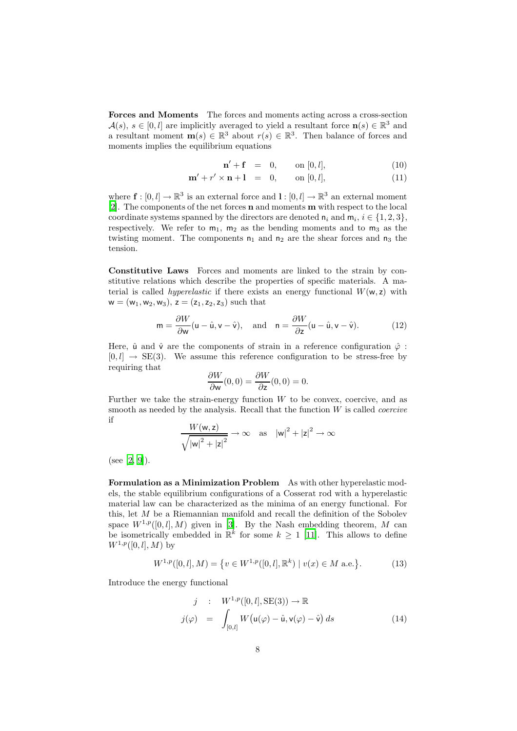**Forces and Moments** The forces and moments acting across a cross-section $\mathcal{A}(s)$, $s \in [0,l]$ are implicitly averaged to yield a resultant force $\mathbf{n}(s) \in \mathbb{R}^3$ and a resultant moment $\mathbf{m}(s) \in \mathbb{R}^3$ about $r(s) \in \mathbb{R}^3$. Then balance of forces and moments implies the equilibrium equations

$$
\begin{aligned}
\mathbf{n}' + \mathbf{f} &= 0, \qquad \text{on } [0,l], && (10)\\
\mathbf{m}' + r' \times \mathbf{n} + \mathbf{l} &= 0, \qquad \text{on } [0,l], && (11)
\end{aligned}
$$

where $\mathbf{f} : [0,l] \to \mathbb{R}^3$ is an external force and $\mathbf{l} : [0,l] \to \mathbb{R}^3$ an external moment [2]. The components of the net forces $\mathbf{n}$ and moments $\mathbf{m}$ with respect to the local coordinate systems spanned by the directors are denoted $\mathsf{n}_i$ and $\mathsf{m}_i$, $i \in \{1,2,3\}$, respectively. We refer to $\mathsf{m}_1$, $\mathsf{m}_2$ as the bending moments and to $\mathsf{m}_3$ as the twisting moment. The components $\mathsf{n}_1$ and $\mathsf{n}_2$ are the shear forces and $\mathsf{n}_3$ the tension.

**Constitutive Laws** Forces and moments are linked to the strain by constitutive relations which describe the properties of specific materials. A material is called *hyperelastic* if there exists an energy functional $W(\mathsf{w},\mathsf{z})$ with $\mathsf{w} = (\mathsf{w}_1, \mathsf{w}_2, \mathsf{w}_3)$, $\mathsf{z} = (\mathsf{z}_1, \mathsf{z}_2, \mathsf{z}_3)$ such that

$$
\mathsf{m} = \frac{\partial W}{\partial \mathsf{w}}(\mathsf{u} - \hat{\mathsf{u}}, \mathsf{v} - \hat{\mathsf{v}}), \quad \text{and} \quad \mathsf{n} = \frac{\partial W}{\partial \mathsf{z}}(\mathsf{u} - \hat{\mathsf{u}}, \mathsf{v} - \hat{\mathsf{v}}). \tag{12}
$$

Here, $\hat{\mathsf{u}}$ and $\hat{\mathsf{v}}$ are the components of strain in a reference configuration $\hat{\varphi} : [0,l] \to \mathrm{SE}(3)$. We assume this reference configuration to be stress-free by requiring that

$$
\frac{\partial W}{\partial \mathsf{w}}(0,0) = \frac{\partial W}{\partial \mathsf{z}}(0,0) = 0.
$$

Further we take the strain-energy function $W$ to be convex, coercive, and as smooth as needed by the analysis. Recall that the function $W$ is called *coercive* if

$$
\frac{W(\mathsf{w},\mathsf{z})}{\sqrt{|\mathsf{w}|^2 + |\mathsf{z}|^2}} \to \infty \quad \text{as} \quad |\mathsf{w}|^2 + |\mathsf{z}|^2 \to \infty
$$

(see [2, 9]).

**Formulation as a Minimization Problem** As with other hyperelastic models, the stable equilibrium configurations of a Cosserat rod with a hyperelastic material law can be characterized as the minima of an energy functional. For this, let $M$ be a Riemannian manifold and recall the definition of the Sobolev space $W^{1,p}([0,l], M)$ given in [3]. By the Nash embedding theorem, $M$ can be isometrically embedded in $\mathbb{R}^k$ for some $k \geq 1$ [11]. This allows to define $W^{1,p}([0,l], M)$ by

$$
W^{1,p}([0,l], M) = \big\{ v \in W^{1,p}([0,l], \mathbb{R}^k) \mid v(x) \in M \text{ a.e.} \big\}. \tag{13}
$$

Introduce the energy functional

$$
\begin{aligned}
j \quad &: \quad W^{1,p}([0,l], \mathrm{SE}(3)) \to \mathbb{R} \\
j(\varphi) \quad &= \quad \int_{[0,l]} W\big(\mathsf{u}(\varphi) - \hat{\mathsf{u}}, \mathsf{v}(\varphi) - \hat{\mathsf{v}}\big)\, ds && (14)
\end{aligned}
$$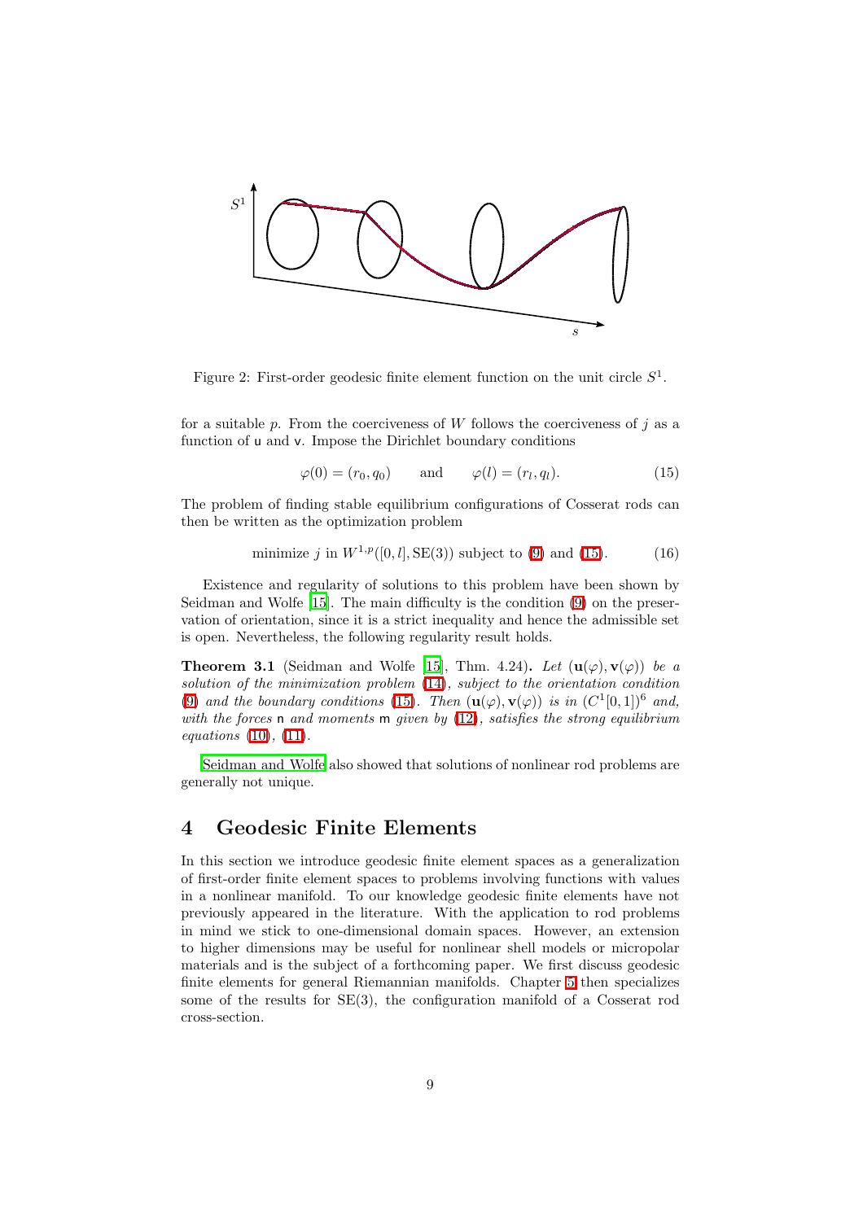Figure 2: First-order geodesic finite element function on the unit circle $S^1$.

for a suitable $p$. From the coerciveness of $W$ follows the coerciveness of $j$ as a function of $\mathsf{u}$ and $\mathsf{v}$. Impose the Dirichlet boundary conditions

$$\varphi(0) = (r_0, q_0) \qquad \text{and} \qquad \varphi(l) = (r_l, q_l). \tag{15}$$

The problem of finding stable equilibrium configurations of Cosserat rods can then be written as the optimization problem

$$\text{minimize } j \text{ in } W^{1,p}([0,l], \mathrm{SE}(3)) \text{ subject to (9) and (15).} \tag{16}$$

Existence and regularity of solutions to this problem have been shown by Seidman and Wolfe [15]. The main difficulty is the condition (9) on the preservation of orientation, since it is a strict inequality and hence the admissible set is open. Nevertheless, the following regularity result holds.

**Theorem 3.1** (Seidman and Wolfe [15], Thm. 4.24)**.** *Let $(\mathbf{u}(\varphi), \mathbf{v}(\varphi))$ be a solution of the minimization problem (14), subject to the orientation condition (9) and the boundary conditions (15). Then $(\mathbf{u}(\varphi), \mathbf{v}(\varphi))$ is in $(C^1[0,1])^6$ and, with the forces $\mathsf{n}$ and moments $\mathsf{m}$ given by (12), satisfies the strong equilibrium equations (10), (11).*

Seidman and Wolfe also showed that solutions of nonlinear rod problems are generally not unique.

# 4 Geodesic Finite Elements

In this section we introduce geodesic finite element spaces as a generalization of first-order finite element spaces to problems involving functions with values in a nonlinear manifold. To our knowledge geodesic finite elements have not previously appeared in the literature. With the application to rod problems in mind we stick to one-dimensional domain spaces. However, an extension to higher dimensions may be useful for nonlinear shell models or micropolar materials and is the subject of a forthcoming paper. We first discuss geodesic finite elements for general Riemannian manifolds. Chapter 5 then specializes some of the results for SE(3), the configuration manifold of a Cosserat rod cross-section.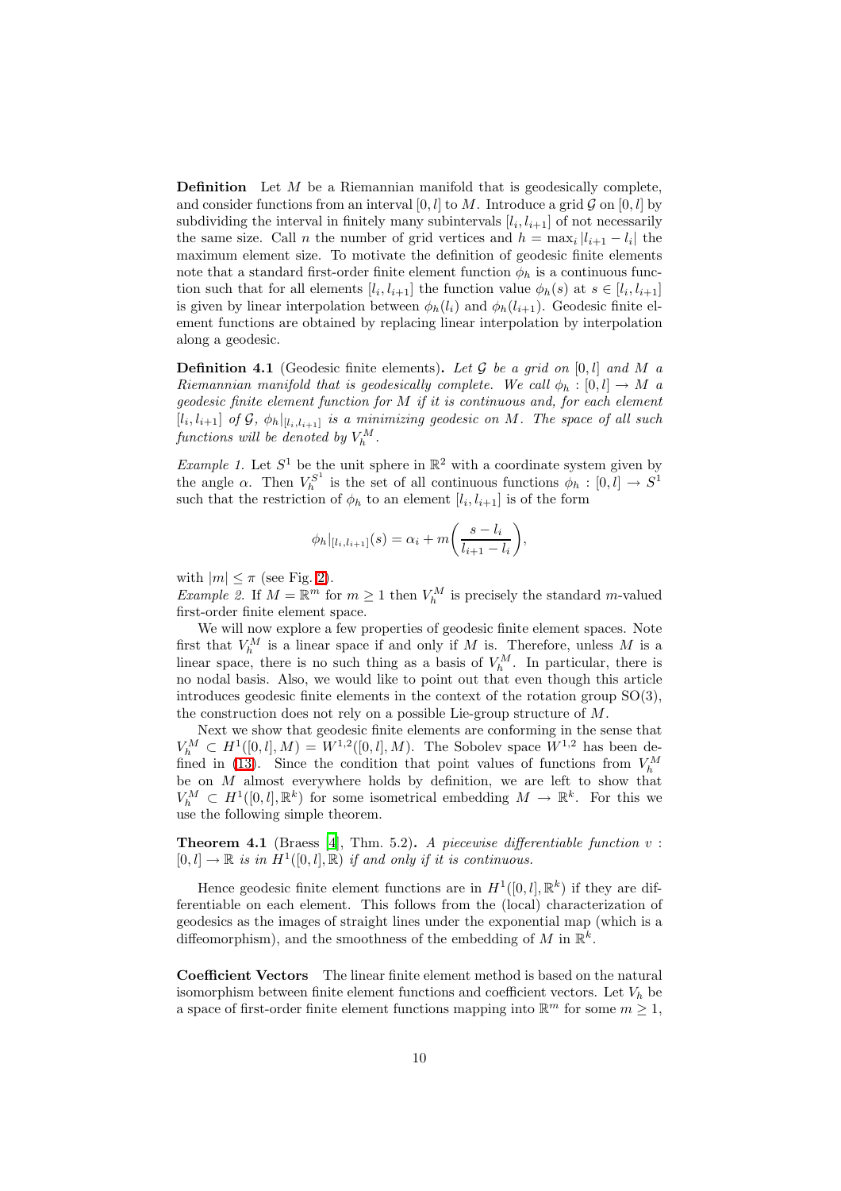**Definition** Let $M$ be a Riemannian manifold that is geodesically complete, and consider functions from an interval $[0,l]$ to $M$. Introduce a grid $\mathcal{G}$ on $[0,l]$ by subdividing the interval in finitely many subintervals $[l_i, l_{i+1}]$ of not necessarily the same size. Call $n$ the number of grid vertices and $h = \max_i |l_{i+1} - l_i|$ the maximum element size. To motivate the definition of geodesic finite elements note that a standard first-order finite element function $\phi_h$ is a continuous function such that for all elements $[l_i, l_{i+1}]$ the function value $\phi_h(s)$ at $s \in [l_i, l_{i+1}]$ is given by linear interpolation between $\phi_h(l_i)$ and $\phi_h(l_{i+1})$. Geodesic finite element functions are obtained by replacing linear interpolation by interpolation along a geodesic.

**Definition 4.1** (Geodesic finite elements)**.** *Let $\mathcal{G}$ be a grid on $[0,l]$ and $M$ a Riemannian manifold that is geodesically complete. We call $\phi_h : [0,l] \to M$ a geodesic finite element function for $M$ if it is continuous and, for each element $[l_i, l_{i+1}]$ of $\mathcal{G}$, $\phi_h|_{[l_i,l_{i+1}]}$ is a minimizing geodesic on $M$. The space of all such functions will be denoted by $V_h^M$.*

*Example 1.* Let $S^1$ be the unit sphere in $\mathbb{R}^2$ with a coordinate system given by the angle $\alpha$. Then $V_h^{S^1}$ is the set of all continuous functions $\phi_h : [0,l] \to S^1$ such that the restriction of $\phi_h$ to an element $[l_i, l_{i+1}]$ is of the form

$$\phi_h|_{[l_i,l_{i+1}]}(s) = \alpha_i + m\left(\frac{s - l_i}{l_{i+1} - l_i}\right),$$

with $|m| \leq \pi$ (see Fig. 2).

*Example 2.* If $M = \mathbb{R}^m$ for $m \geq 1$ then $V_h^M$ is precisely the standard $m$-valued first-order finite element space.

We will now explore a few properties of geodesic finite element spaces. Note first that $V_h^M$ is a linear space if and only if $M$ is. Therefore, unless $M$ is a linear space, there is no such thing as a basis of $V_h^M$. In particular, there is no nodal basis. Also, we would like to point out that even though this article introduces geodesic finite elements in the context of the rotation group SO(3), the construction does not rely on a possible Lie-group structure of $M$.

Next we show that geodesic finite elements are conforming in the sense that $V_h^M \subset H^1([0,l], M) = W^{1,2}([0,l], M)$. The Sobolev space $W^{1,2}$ has been defined in (13). Since the condition that point values of functions from $V_h^M$ be on $M$ almost everywhere holds by definition, we are left to show that $V_h^M \subset H^1([0,l], \mathbb{R}^k)$ for some isometrical embedding $M \to \mathbb{R}^k$. For this we use the following simple theorem.

**Theorem 4.1** (Braess [4], Thm. 5.2)**.** *A piecewise differentiable function $v : [0,l] \to \mathbb{R}$ is in $H^1([0,l], \mathbb{R})$ if and only if it is continuous.*

Hence geodesic finite element functions are in $H^1([0,l], \mathbb{R}^k)$ if they are differentiable on each element. This follows from the (local) characterization of geodesics as the images of straight lines under the exponential map (which is a diffeomorphism), and the smoothness of the embedding of $M$ in $\mathbb{R}^k$.

**Coefficient Vectors** The linear finite element method is based on the natural isomorphism between finite element functions and coefficient vectors. Let $V_h$ be a space of first-order finite element functions mapping into $\mathbb{R}^m$ for some $m \geq 1$,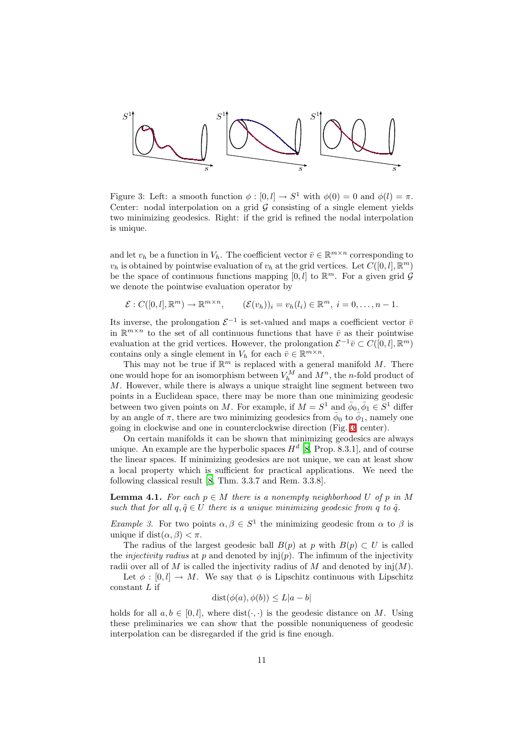Figure 3: Left: a smooth function $\phi : [0,l] \to S^1$ with $\phi(0) = 0$ and $\phi(l) = \pi$. Center: nodal interpolation on a grid $\mathcal{G}$ consisting of a single element yields two minimizing geodesics. Right: if the grid is refined the nodal interpolation is unique.

and let $v_h$ be a function in $V_h$. The coefficient vector $\bar{v} \in \mathbb{R}^{m \times n}$ corresponding to $v_h$ is obtained by pointwise evaluation of $v_h$ at the grid vertices. Let $C([0,l], \mathbb{R}^m)$ be the space of continuous functions mapping $[0,l]$ to $\mathbb{R}^m$. For a given grid $\mathcal{G}$ we denote the pointwise evaluation operator by

$$\mathcal{E} : C([0,l], \mathbb{R}^m) \to \mathbb{R}^{m \times n}, \qquad (\mathcal{E}(v_h))_i = v_h(l_i) \in \mathbb{R}^m, \; i = 0, \dots, n-1.$$

Its inverse, the prolongation $\mathcal{E}^{-1}$ is set-valued and maps a coefficient vector $\bar{v}$ in $\mathbb{R}^{m \times n}$ to the set of all continuous functions that have $\bar{v}$ as their pointwise evaluation at the grid vertices. However, the prolongation $\mathcal{E}^{-1}\bar{v} \subset C([0,l], \mathbb{R}^m)$ contains only a single element in $V_h$ for each $\bar{v} \in \mathbb{R}^{m \times n}$.

This may not be true if $\mathbb{R}^m$ is replaced with a general manifold $M$. There one would hope for an isomorphism between $V_h^M$ and $M^n$, the $n$-fold product of $M$. However, while there is always a unique straight line segment between two points in a Euclidean space, there may be more than one minimizing geodesic between two given points on $M$. For example, if $M = S^1$ and $\bar{\phi}_0, \bar{\phi}_1 \in S^1$ differ by an angle of $\pi$, there are two minimizing geodesics from $\bar{\phi}_0$ to $\bar{\phi}_1$, namely one going in clockwise and one in counterclockwise direction (Fig. 3, center).

On certain manifolds it can be shown that minimizing geodesics are always unique. An example are the hyperbolic spaces $H^d$ [8, Prop. 8.3.1], and of course the linear spaces. If minimizing geodesics are not unique, we can at least show a local property which is sufficient for practical applications. We need the following classical result [8, Thm. 3.3.7 and Rem. 3.3.8].

**Lemma 4.1.** *For each $p \in M$ there is a nonempty neighborhood $U$ of $p$ in $M$ such that for all $q, \tilde{q} \in U$ there is a unique minimizing geodesic from $q$ to $\tilde{q}$.*

*Example 3.* For two points $\alpha, \beta \in S^1$ the minimizing geodesic from $\alpha$ to $\beta$ is unique if $\operatorname{dist}(\alpha, \beta) < \pi$.

The radius of the largest geodesic ball $B(p)$ at $p$ with $B(p) \subset U$ is called the *injectivity radius* at $p$ and denoted by $\operatorname{inj}(p)$. The infimum of the injectivity radii over all of $M$ is called the injectivity radius of $M$ and denoted by $\operatorname{inj}(M)$.

Let $\phi : [0,l] \to M$. We say that $\phi$ is Lipschitz continuous with Lipschitz constant $L$ if

$$\operatorname{dist}(\phi(a), \phi(b)) \leq L|a - b|$$

holds for all $a, b \in [0,l]$, where $\operatorname{dist}(\cdot,\cdot)$ is the geodesic distance on $M$. Using these preliminaries we can show that the possible nonuniqueness of geodesic interpolation can be disregarded if the grid is fine enough.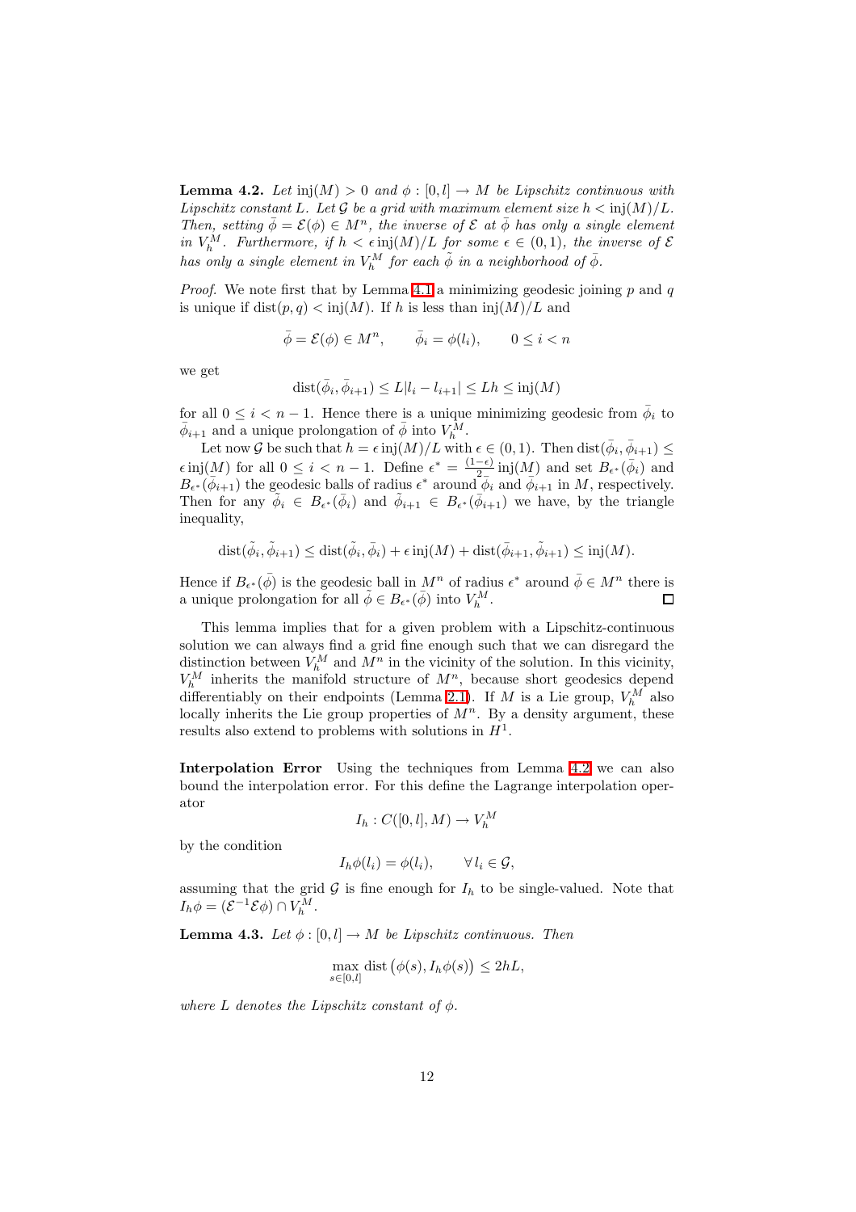**Lemma 4.2.** *Let* $\operatorname{inj}(M) > 0$ *and* $\phi : [0, l] \to M$ *be Lipschitz continuous with Lipschitz constant* $L$*. Let* $\mathcal{G}$ *be a grid with maximum element size* $h < \operatorname{inj}(M)/L$*. Then, setting* $\bar{\phi} = \mathcal{E}(\phi) \in M^n$*, the inverse of* $\mathcal{E}$ *at* $\bar{\phi}$ *has only a single element in* $V_h^M$*. Furthermore, if* $h < \epsilon \operatorname{inj}(M)/L$ *for some* $\epsilon \in (0, 1)$*, the inverse of* $\mathcal{E}$ *has only a single element in* $V_h^M$ *for each* $\tilde{\phi}$ *in a neighborhood of* $\bar{\phi}$*.*

*Proof.* We note first that by Lemma 4.1 a minimizing geodesic joining $p$ and $q$ is unique if $\operatorname{dist}(p, q) < \operatorname{inj}(M)$. If $h$ is less than $\operatorname{inj}(M)/L$ and

$$\bar{\phi} = \mathcal{E}(\phi) \in M^n, \qquad \bar{\phi}_i = \phi(l_i), \qquad 0 \le i < n$$

we get

$$\operatorname{dist}(\bar{\phi}_i, \bar{\phi}_{i+1}) \le L|l_i - l_{i+1}| \le Lh \le \operatorname{inj}(M)$$

for all $0 \le i < n - 1$. Hence there is a unique minimizing geodesic from $\bar{\phi}_i$ to $\bar{\phi}_{i+1}$ and a unique prolongation of $\bar{\phi}$ into $V_h^M$.

Let now $\mathcal{G}$ be such that $h = \epsilon \operatorname{inj}(M)/L$ with $\epsilon \in (0, 1)$. Then $\operatorname{dist}(\bar{\phi}_i, \bar{\phi}_{i+1}) \le \epsilon \operatorname{inj}(M)$ for all $0 \le i < n - 1$. Define $\epsilon^* = \frac{(1-\epsilon)}{2} \operatorname{inj}(M)$ and set $B_{\epsilon^*}(\bar{\phi}_i)$ and $B_{\epsilon^*}(\bar{\phi}_{i+1})$ the geodesic balls of radius $\epsilon^*$ around $\bar{\phi}_i$ and $\bar{\phi}_{i+1}$ in $M$, respectively. Then for any $\tilde{\phi}_i \in B_{\epsilon^*}(\bar{\phi}_i)$ and $\tilde{\phi}_{i+1} \in B_{\epsilon^*}(\bar{\phi}_{i+1})$ we have, by the triangle inequality,

$$\operatorname{dist}(\tilde{\phi}_i, \tilde{\phi}_{i+1}) \le \operatorname{dist}(\tilde{\phi}_i, \bar{\phi}_i) + \epsilon \operatorname{inj}(M) + \operatorname{dist}(\bar{\phi}_{i+1}, \tilde{\phi}_{i+1}) \le \operatorname{inj}(M).$$

Hence if $B_{\epsilon^*}(\bar{\phi})$ is the geodesic ball in $M^n$ of radius $\epsilon^*$ around $\bar{\phi} \in M^n$ there is a unique prolongation for all $\tilde{\phi} \in B_{\epsilon^*}(\bar{\phi})$ into $V_h^M$. □

This lemma implies that for a given problem with a Lipschitz-continuous solution we can always find a grid fine enough such that we can disregard the distinction between $V_h^M$ and $M^n$ in the vicinity of the solution. In this vicinity, $V_h^M$ inherits the manifold structure of $M^n$, because short geodesics depend differentiably on their endpoints (Lemma 2.1). If $M$ is a Lie group, $V_h^M$ also locally inherits the Lie group properties of $M^n$. By a density argument, these results also extend to problems with solutions in $H^1$.

**Interpolation Error** Using the techniques from Lemma 4.2 we can also bound the interpolation error. For this define the Lagrange interpolation operator

$$I_h : C([0, l], M) \to V_h^M$$

by the condition

$$I_h\phi(l_i) = \phi(l_i), \qquad \forall\, l_i \in \mathcal{G},$$

assuming that the grid $\mathcal{G}$ is fine enough for $I_h$ to be single-valued. Note that $I_h\phi = (\mathcal{E}^{-1}\mathcal{E}\phi) \cap V_h^M$.

**Lemma 4.3.** *Let* $\phi : [0, l] \to M$ *be Lipschitz continuous. Then*

$$\max_{s \in [0,l]} \operatorname{dist}\big(\phi(s), I_h\phi(s)\big) \le 2hL,$$

*where* $L$ *denotes the Lipschitz constant of* $\phi$*.*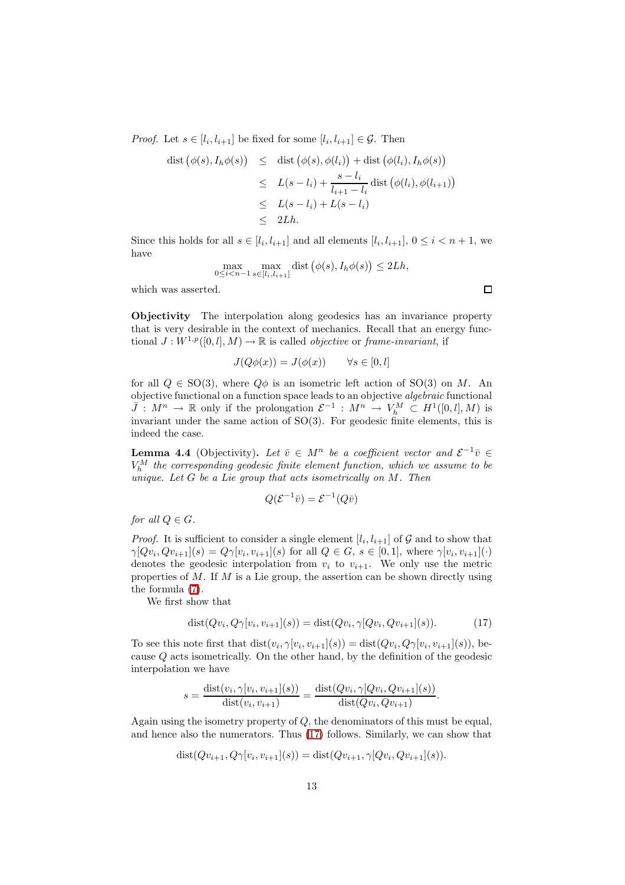*Proof.* Let $s \in [l_i, l_{i+1}]$ be fixed for some $[l_i, l_{i+1}] \in \mathcal{G}$. Then

$$
\begin{aligned}
\operatorname{dist}\big(\phi(s), I_h\phi(s)\big) &\leq \operatorname{dist}\big(\phi(s), \phi(l_i)\big) + \operatorname{dist}\big(\phi(l_i), I_h\phi(s)\big) \\
&\leq L(s - l_i) + \frac{s - l_i}{l_{i+1} - l_i} \operatorname{dist}\big(\phi(l_i), \phi(l_{i+1})\big) \\
&\leq L(s - l_i) + L(s - l_i) \\
&\leq 2Lh.
\end{aligned}
$$

Since this holds for all $s \in [l_i, l_{i+1}]$ and all elements $[l_i, l_{i+1}]$, $0 \leq i < n+1$, we have

$$
\max_{0 \leq i < n-1} \max_{s \in [l_i, l_{i+1}]} \operatorname{dist}\big(\phi(s), I_h\phi(s)\big) \leq 2Lh,
$$

which was asserted. $\square$

**Objectivity** The interpolation along geodesics has an invariance property that is very desirable in the context of mechanics. Recall that an energy functional $J : W^{1,p}([0,l], M) \to \mathbb{R}$ is called *objective* or *frame-invariant*, if

$$
J(Q\phi(x)) = J(\phi(x)) \qquad \forall s \in [0, l]
$$

for all $Q \in \mathrm{SO}(3)$, where $Q\phi$ is an isometric left action of $\mathrm{SO}(3)$ on $M$. An objective functional on a function space leads to an objective *algebraic* functional $\bar{J} : M^n \to \mathbb{R}$ only if the prolongation $\mathcal{E}^{-1} : M^n \to V_h^M \subset H^1([0,l], M)$ is invariant under the same action of $\mathrm{SO}(3)$. For geodesic finite elements, this is indeed the case.

**Lemma 4.4** (Objectivity)**.** *Let $\bar{v} \in M^n$ be a coefficient vector and $\mathcal{E}^{-1}\bar{v} \in V_h^M$ the corresponding geodesic finite element function, which we assume to be unique. Let $G$ be a Lie group that acts isometrically on $M$. Then*

$$
Q(\mathcal{E}^{-1}\bar{v}) = \mathcal{E}^{-1}(Q\bar{v})
$$

*for all $Q \in G$.*

*Proof.* It is sufficient to consider a single element $[l_i, l_{i+1}]$ of $\mathcal{G}$ and to show that $\gamma[Qv_i, Qv_{i+1}](s) = Q\gamma[v_i, v_{i+1}](s)$ for all $Q \in G$, $s \in [0,1]$, where $\gamma[v_i, v_{i+1}](\cdot)$ denotes the geodesic interpolation from $v_i$ to $v_{i+1}$. We only use the metric properties of $M$. If $M$ is a Lie group, the assertion can be shown directly using the formula (7).

We first show that

$$
\operatorname{dist}(Qv_i, Q\gamma[v_i, v_{i+1}](s)) = \operatorname{dist}(Qv_i, \gamma[Qv_i, Qv_{i+1}](s)). \tag{17}
$$

To see this note first that $\operatorname{dist}(v_i, \gamma[v_i, v_{i+1}](s)) = \operatorname{dist}(Qv_i, Q\gamma[v_i, v_{i+1}](s))$, because $Q$ acts isometrically. On the other hand, by the definition of the geodesic interpolation we have

$$
s = \frac{\operatorname{dist}(v_i, \gamma[v_i, v_{i+1}](s))}{\operatorname{dist}(v_i, v_{i+1})} = \frac{\operatorname{dist}(Qv_i, \gamma[Qv_i, Qv_{i+1}](s))}{\operatorname{dist}(Qv_i, Qv_{i+1})}.
$$

Again using the isometry property of $Q$, the denominators of this must be equal, and hence also the numerators. Thus (17) follows. Similarly, we can show that

$$
\operatorname{dist}(Qv_{i+1}, Q\gamma[v_i, v_{i+1}](s)) = \operatorname{dist}(Qv_{i+1}, \gamma[Qv_i, Qv_{i+1}](s)).
$$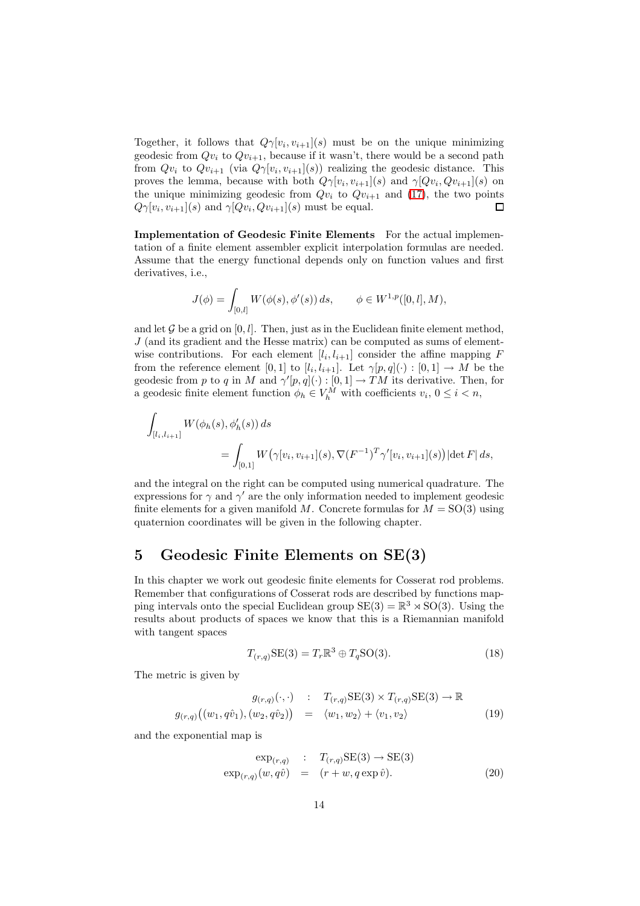Together, it follows that $Q\gamma[v_i, v_{i+1}](s)$ must be on the unique minimizing geodesic from $Qv_i$ to $Qv_{i+1}$, because if it wasn't, there would be a second path from $Qv_i$ to $Qv_{i+1}$ (via $Q\gamma[v_i, v_{i+1}](s)$) realizing the geodesic distance. This proves the lemma, because with both $Q\gamma[v_i, v_{i+1}](s)$ and $\gamma[Qv_i, Qv_{i+1}](s)$ on the unique minimizing geodesic from $Qv_i$ to $Qv_{i+1}$ and (17), the two points $Q\gamma[v_i, v_{i+1}](s)$ and $\gamma[Qv_i, Qv_{i+1}](s)$ must be equal. □

**Implementation of Geodesic Finite Elements** For the actual implementation of a finite element assembler explicit interpolation formulas are needed. Assume that the energy functional depends only on function values and first derivatives, i.e.,

$$J(\phi) = \int_{[0,l]} W(\phi(s), \phi'(s))\, ds, \qquad \phi \in W^{1,p}([0,l], M),$$

and let $\mathcal{G}$ be a grid on $[0,l]$. Then, just as in the Euclidean finite element method, $J$ (and its gradient and the Hesse matrix) can be computed as sums of element-wise contributions. For each element $[l_i, l_{i+1}]$ consider the affine mapping $F$ from the reference element $[0,1]$ to $[l_i, l_{i+1}]$. Let $\gamma[p,q](\cdot) : [0,1] \to M$ be the geodesic from $p$ to $q$ in $M$ and $\gamma'[p,q](\cdot) : [0,1] \to TM$ its derivative. Then, for a geodesic finite element function $\phi_h \in V_h^M$ with coefficients $v_i$, $0 \le i < n$,

$$\begin{aligned} \int_{[l_i, l_{i+1}]} & W(\phi_h(s), \phi_h'(s))\, ds \\ &= \int_{[0,1]} W\big(\gamma[v_i, v_{i+1}](s), \nabla(F^{-1})^T \gamma'[v_i, v_{i+1}](s)\big) |\det F|\, ds, \end{aligned}$$

and the integral on the right can be computed using numerical quadrature. The expressions for $\gamma$ and $\gamma'$ are the only information needed to implement geodesic finite elements for a given manifold $M$. Concrete formulas for $M = \mathrm{SO}(3)$ using quaternion coordinates will be given in the following chapter.

# 5 Geodesic Finite Elements on SE(3)

In this chapter we work out geodesic finite elements for Cosserat rod problems. Remember that configurations of Cosserat rods are described by functions mapping intervals onto the special Euclidean group $\mathrm{SE}(3) = \mathbb{R}^3 \rtimes \mathrm{SO}(3)$. Using the results about products of spaces we know that this is a Riemannian manifold with tangent spaces

$$T_{(r,q)}\mathrm{SE}(3) = T_r\mathbb{R}^3 \oplus T_q\mathrm{SO}(3). \tag{18}$$

The metric is given by

$$\begin{aligned} g_{(r,q)}(\cdot,\cdot) &\quad : \quad T_{(r,q)}\mathrm{SE}(3) \times T_{(r,q)}\mathrm{SE}(3) \to \mathbb{R} \\ g_{(r,q)}\big((w_1, q\hat{v}_1), (w_2, q\hat{v}_2)\big) &\quad = \quad \langle w_1, w_2 \rangle + \langle v_1, v_2 \rangle \end{aligned} \tag{19}$$

and the exponential map is

$$\begin{aligned} \exp_{(r,q)} &\quad : \quad T_{(r,q)}\mathrm{SE}(3) \to \mathrm{SE}(3) \\ \exp_{(r,q)}(w, q\hat{v}) &\quad = \quad (r + w, q \exp \hat{v}). \end{aligned} \tag{20}$$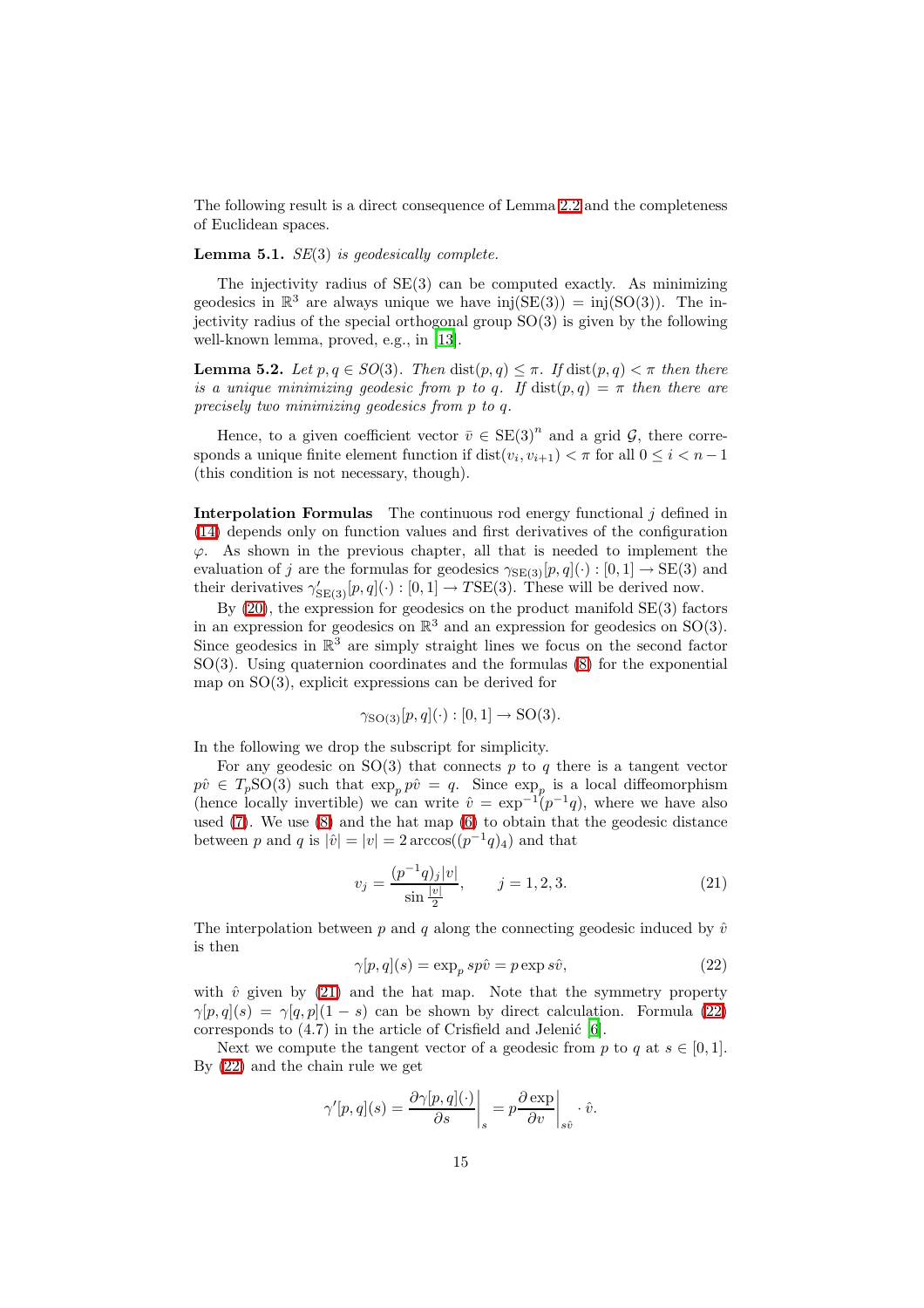The following result is a direct consequence of Lemma 2.2 and the completeness of Euclidean spaces.

**Lemma 5.1.** *SE*(3) *is geodesically complete.*

The injectivity radius of SE(3) can be computed exactly. As minimizing geodesics in $\mathbb{R}^3$ are always unique we have $\operatorname{inj}(\mathrm{SE}(3)) = \operatorname{inj}(\mathrm{SO}(3))$. The injectivity radius of the special orthogonal group SO(3) is given by the following well-known lemma, proved, e.g., in [13].

**Lemma 5.2.** *Let $p, q \in SO(3)$. Then $\operatorname{dist}(p,q) \leq \pi$. If $\operatorname{dist}(p,q) < \pi$ then there is a unique minimizing geodesic from $p$ to $q$. If $\operatorname{dist}(p,q) = \pi$ then there are precisely two minimizing geodesics from $p$ to $q$.*

Hence, to a given coefficient vector $\bar{v} \in \mathrm{SE}(3)^n$ and a grid $\mathcal{G}$, there corresponds a unique finite element function if $\operatorname{dist}(v_i, v_{i+1}) < \pi$ for all $0 \leq i < n-1$ (this condition is not necessary, though).

**Interpolation Formulas** The continuous rod energy functional $j$ defined in (14) depends only on function values and first derivatives of the configuration $\varphi$. As shown in the previous chapter, all that is needed to implement the evaluation of $j$ are the formulas for geodesics $\gamma_{\mathrm{SE}(3)}[p,q](\cdot) : [0,1] \to \mathrm{SE}(3)$ and their derivatives $\gamma'_{\mathrm{SE}(3)}[p,q](\cdot) : [0,1] \to T\mathrm{SE}(3)$. These will be derived now.

By (20), the expression for geodesics on the product manifold SE(3) factors in an expression for geodesics on $\mathbb{R}^3$ and an expression for geodesics on SO(3). Since geodesics in $\mathbb{R}^3$ are simply straight lines we focus on the second factor SO(3). Using quaternion coordinates and the formulas (8) for the exponential map on SO(3), explicit expressions can be derived for

$$\gamma_{\mathrm{SO}(3)}[p,q](\cdot) : [0,1] \to \mathrm{SO}(3).$$

In the following we drop the subscript for simplicity.

For any geodesic on SO(3) that connects $p$ to $q$ there is a tangent vector $p\hat{v} \in T_p\mathrm{SO}(3)$ such that $\exp_p p\hat{v} = q$. Since $\exp_p$ is a local diffeomorphism (hence locally invertible) we can write $\hat{v} = \exp^{-1}(p^{-1}q)$, where we have also used (7). We use (8) and the hat map (6) to obtain that the geodesic distance between $p$ and $q$ is $|\hat{v}| = |v| = 2\arccos((p^{-1}q)_4)$ and that

$$v_j = \frac{(p^{-1}q)_j |v|}{\sin \frac{|v|}{2}}, \qquad j = 1, 2, 3. \tag{21}$$

The interpolation between $p$ and $q$ along the connecting geodesic induced by $\hat{v}$ is then

$$\gamma[p,q](s) = \exp_p sp\hat{v} = p \exp s\hat{v}, \tag{22}$$

with $\hat{v}$ given by (21) and the hat map. Note that the symmetry property $\gamma[p,q](s) = \gamma[q,p](1-s)$ can be shown by direct calculation. Formula (22) corresponds to (4.7) in the article of Crisfield and Jelenić [6].

Next we compute the tangent vector of a geodesic from $p$ to $q$ at $s \in [0,1]$. By (22) and the chain rule we get

$$\gamma'[p,q](s) = \left.\frac{\partial \gamma[p,q](\cdot)}{\partial s}\right|_s = p \left.\frac{\partial \exp}{\partial v}\right|_{s\hat{v}} \cdot \hat{v}.$$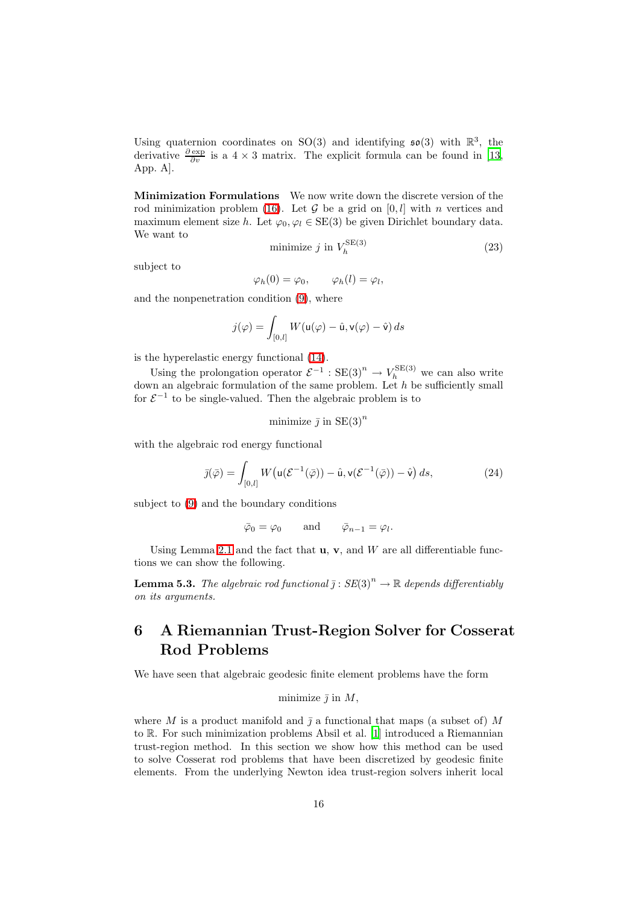Using quaternion coordinates on SO(3) and identifying $\mathfrak{so}(3)$ with $\mathbb{R}^3$, the derivative $\frac{\partial \exp}{\partial v}$ is a $4 \times 3$ matrix. The explicit formula can be found in [13, App. A].

**Minimization Formulations** We now write down the discrete version of the rod minimization problem (16). Let $\mathcal{G}$ be a grid on $[0, l]$ with $n$ vertices and maximum element size $h$. Let $\varphi_0, \varphi_l \in \mathrm{SE}(3)$ be given Dirichlet boundary data. We want to

$$\text{minimize } j \text{ in } V_h^{\mathrm{SE}(3)} \tag{23}$$

subject to

$$\varphi_h(0) = \varphi_0, \qquad \varphi_h(l) = \varphi_l,$$

and the nonpenetration condition (9), where

$$j(\varphi) = \int_{[0,l]} W(\mathsf{u}(\varphi) - \hat{\mathsf{u}}, \mathsf{v}(\varphi) - \hat{\mathsf{v}})\, ds$$

is the hyperelastic energy functional (14).

Using the prolongation operator $\mathcal{E}^{-1} : \mathrm{SE}(3)^n \to V_h^{\mathrm{SE}(3)}$ we can also write down an algebraic formulation of the same problem. Let $h$ be sufficiently small for $\mathcal{E}^{-1}$ to be single-valued. Then the algebraic problem is to

$$\text{minimize } \bar{j} \text{ in } \mathrm{SE}(3)^n$$

with the algebraic rod energy functional

$$\bar{j}(\bar{\varphi}) = \int_{[0,l]} W\big(\mathsf{u}(\mathcal{E}^{-1}(\bar{\varphi})) - \hat{\mathsf{u}}, \mathsf{v}(\mathcal{E}^{-1}(\bar{\varphi})) - \hat{\mathsf{v}}\big)\, ds, \tag{24}$$

subject to (9) and the boundary conditions

$$\bar{\varphi}_0 = \varphi_0 \qquad \text{and} \qquad \bar{\varphi}_{n-1} = \varphi_l.$$

Using Lemma 2.1 and the fact that $\mathbf{u}$, $\mathbf{v}$, and $W$ are all differentiable functions we can show the following.

**Lemma 5.3.** *The algebraic rod functional $\bar{j} : SE(3)^n \to \mathbb{R}$ depends differentiably on its arguments.*

# 6 A Riemannian Trust-Region Solver for Cosserat Rod Problems

We have seen that algebraic geodesic finite element problems have the form

$$\text{minimize } \bar{j} \text{ in } M,$$

where $M$ is a product manifold and $\bar{j}$ a functional that maps (a subset of) $M$ to $\mathbb{R}$. For such minimization problems Absil et al. [1] introduced a Riemannian trust-region method. In this section we show how this method can be used to solve Cosserat rod problems that have been discretized by geodesic finite elements. From the underlying Newton idea trust-region solvers inherit local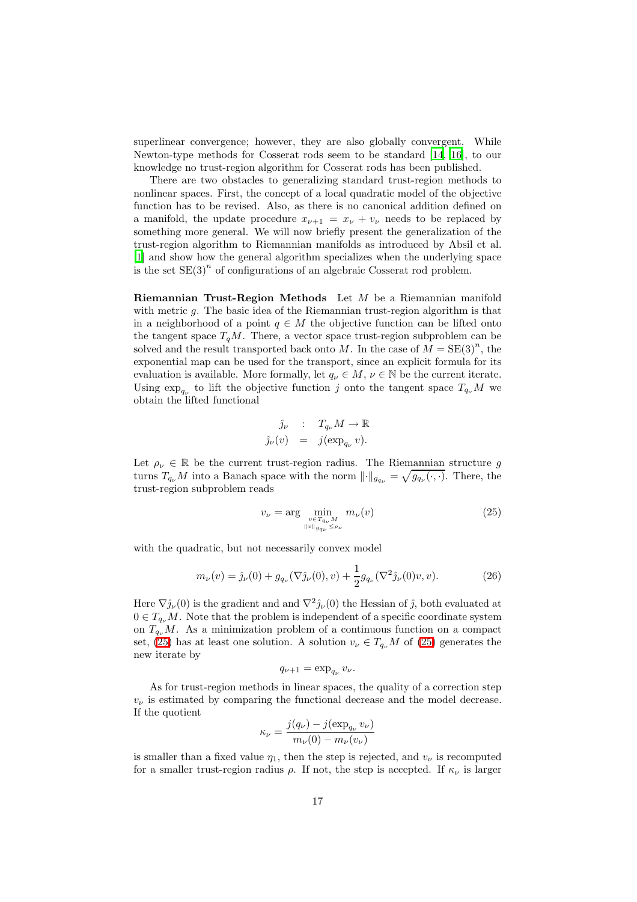superlinear convergence; however, they are also globally convergent. While Newton-type methods for Cosserat rods seem to be standard [14, 16], to our knowledge no trust-region algorithm for Cosserat rods has been published.

There are two obstacles to generalizing standard trust-region methods to nonlinear spaces. First, the concept of a local quadratic model of the objective function has to be revised. Also, as there is no canonical addition defined on a manifold, the update procedure $x_{\nu+1} = x_\nu + v_\nu$ needs to be replaced by something more general. We will now briefly present the generalization of the trust-region algorithm to Riemannian manifolds as introduced by Absil et al. [1] and show how the general algorithm specializes when the underlying space is the set $\mathrm{SE}(3)^n$ of configurations of an algebraic Cosserat rod problem.

**Riemannian Trust-Region Methods** Let $M$ be a Riemannian manifold with metric $g$. The basic idea of the Riemannian trust-region algorithm is that in a neighborhood of a point $q \in M$ the objective function can be lifted onto the tangent space $T_q M$. There, a vector space trust-region subproblem can be solved and the result transported back onto $M$. In the case of $M = \mathrm{SE}(3)^n$, the exponential map can be used for the transport, since an explicit formula for its evaluation is available. More formally, let $q_\nu \in M$, $\nu \in \mathbb{N}$ be the current iterate. Using $\exp_{q_\nu}$ to lift the objective function $j$ onto the tangent space $T_{q_\nu} M$ we obtain the lifted functional

$$
\begin{aligned}
\hat{j}_\nu \quad &: \quad T_{q_\nu} M \to \mathbb{R} \\
\hat{j}_\nu(v) \quad &= \quad j(\exp_{q_\nu} v).
\end{aligned}
$$

Let $\rho_\nu \in \mathbb{R}$ be the current trust-region radius. The Riemannian structure $g$ turns $T_{q_\nu} M$ into a Banach space with the norm $\|\cdot\|_{g_{q_\nu}} = \sqrt{g_{q_\nu}(\cdot,\cdot)}$. There, the trust-region subproblem reads

$$
v_\nu = \arg \min_{\substack{v \in T_{q_\nu} M \\ \|v\|_{g_{q_\nu}} \le \rho_\nu}} m_\nu(v) \tag{25}
$$

with the quadratic, but not necessarily convex model

$$
m_\nu(v) = \hat{j}_\nu(0) + g_{q_\nu}(\nabla \hat{j}_\nu(0), v) + \frac{1}{2} g_{q_\nu}(\nabla^2 \hat{j}_\nu(0) v, v). \tag{26}
$$

Here $\nabla \hat{j}_\nu(0)$ is the gradient and and $\nabla^2 \hat{j}_\nu(0)$ the Hessian of $\hat{j}$, both evaluated at $0 \in T_{q_\nu} M$. Note that the problem is independent of a specific coordinate system on $T_{q_\nu} M$. As a minimization problem of a continuous function on a compact set, (25) has at least one solution. A solution $v_\nu \in T_{q_\nu} M$ of (25) generates the new iterate by

$$
q_{\nu+1} = \exp_{q_\nu} v_\nu.
$$

As for trust-region methods in linear spaces, the quality of a correction step $v_\nu$ is estimated by comparing the functional decrease and the model decrease. If the quotient

$$
\kappa_\nu = \frac{j(q_\nu) - j(\exp_{q_\nu} v_\nu)}{m_\nu(0) - m_\nu(v_\nu)}
$$

is smaller than a fixed value $\eta_1$, then the step is rejected, and $v_\nu$ is recomputed for a smaller trust-region radius $\rho$. If not, the step is accepted. If $\kappa_\nu$ is larger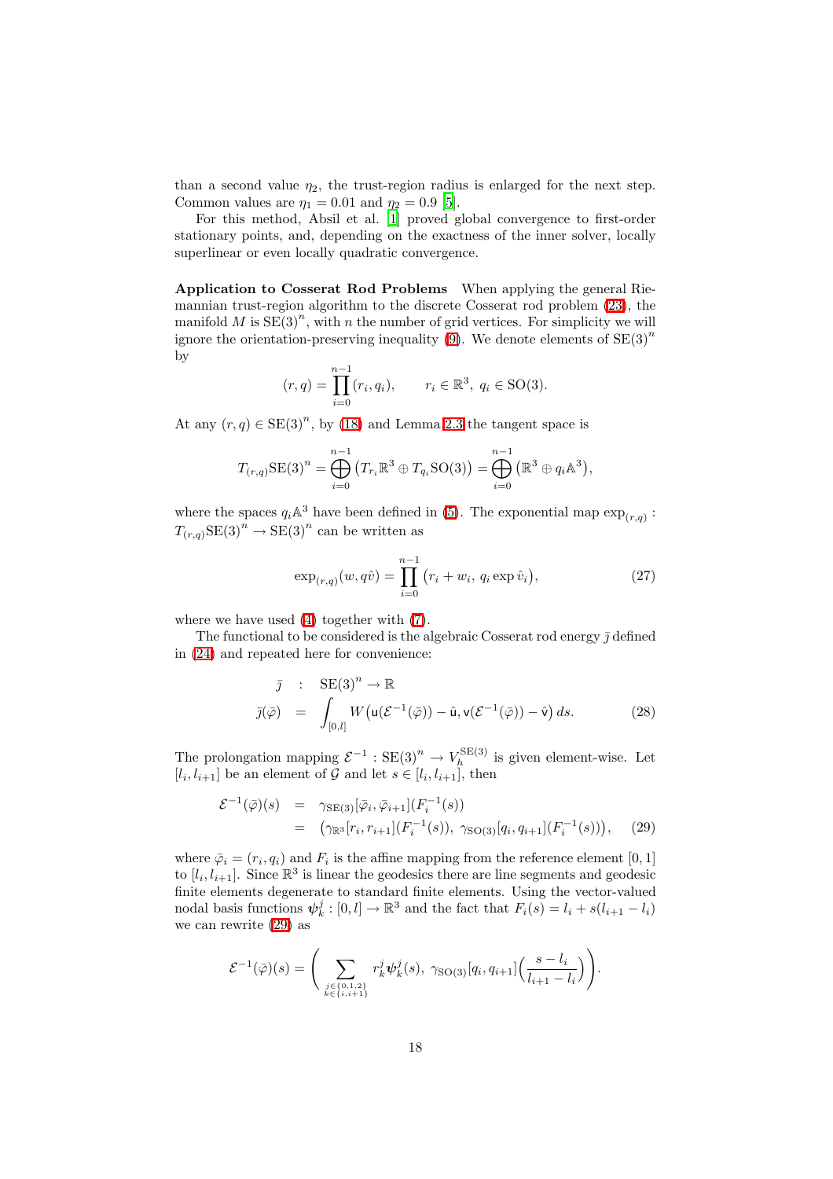than a second value $\eta_2$, the trust-region radius is enlarged for the next step. Common values are $\eta_1 = 0.01$ and $\eta_2 = 0.9$ [5].

For this method, Absil et al. [1] proved global convergence to first-order stationary points, and, depending on the exactness of the inner solver, locally superlinear or even locally quadratic convergence.

**Application to Cosserat Rod Problems** When applying the general Riemannian trust-region algorithm to the discrete Cosserat rod problem (23), the manifold $M$ is $\mathrm{SE}(3)^n$, with $n$ the number of grid vertices. For simplicity we will ignore the orientation-preserving inequality (9). We denote elements of $\mathrm{SE}(3)^n$ by

$$(r, q) = \prod_{i=0}^{n-1} (r_i, q_i), \qquad r_i \in \mathbb{R}^3,\ q_i \in \mathrm{SO}(3).$$

At any $(r, q) \in \mathrm{SE}(3)^n$, by (18) and Lemma 2.3 the tangent space is

$$T_{(r,q)}\mathrm{SE}(3)^n = \bigoplus_{i=0}^{n-1} \big(T_{r_i}\mathbb{R}^3 \oplus T_{q_i}\mathrm{SO}(3)\big) = \bigoplus_{i=0}^{n-1} \big(\mathbb{R}^3 \oplus q_i\mathbb{A}^3\big),$$

where the spaces $q_i\mathbb{A}^3$ have been defined in (5). The exponential map $\exp_{(r,q)} : T_{(r,q)}\mathrm{SE}(3)^n \to \mathrm{SE}(3)^n$ can be written as

$$\exp_{(r,q)}(w, q\hat{v}) = \prod_{i=0}^{n-1} \big(r_i + w_i,\ q_i \exp \hat{v}_i\big), \tag{27}$$

where we have used (4) together with (7).

The functional to be considered is the algebraic Cosserat rod energy $\bar{\jmath}$ defined in (24) and repeated here for convenience:

$$\begin{aligned}
\bar{\jmath} \quad &: \quad \mathrm{SE}(3)^n \to \mathbb{R} \\
\bar{\jmath}(\bar{\varphi}) \quad &= \quad \int_{[0,l]} W\big(\mathsf{u}(\mathcal{E}^{-1}(\bar{\varphi})) - \hat{\mathsf{u}}, \mathsf{v}(\mathcal{E}^{-1}(\bar{\varphi})) - \hat{\mathsf{v}}\big)\, ds.
\end{aligned} \tag{28}$$

The prolongation mapping $\mathcal{E}^{-1} : \mathrm{SE}(3)^n \to V_h^{\mathrm{SE}(3)}$ is given element-wise. Let $[l_i, l_{i+1}]$ be an element of $\mathcal{G}$ and let $s \in [l_i, l_{i+1}]$, then

$$\begin{aligned}
\mathcal{E}^{-1}(\bar{\varphi})(s) \quad &= \quad \gamma_{\mathrm{SE}(3)}[\bar{\varphi}_i, \bar{\varphi}_{i+1}](F_i^{-1}(s)) \\
&= \quad \big(\gamma_{\mathbb{R}^3}[r_i, r_{i+1}](F_i^{-1}(s)),\ \gamma_{\mathrm{SO}(3)}[q_i, q_{i+1}](F_i^{-1}(s))\big),
\end{aligned} \tag{29}$$

where $\bar{\varphi}_i = (r_i, q_i)$ and $F_i$ is the affine mapping from the reference element $[0, 1]$ to $[l_i, l_{i+1}]$. Since $\mathbb{R}^3$ is linear the geodesics there are line segments and geodesic finite elements degenerate to standard finite elements. Using the vector-valued nodal basis functions $\boldsymbol{\psi}_k^j : [0, l] \to \mathbb{R}^3$ and the fact that $F_i(s) = l_i + s(l_{i+1} - l_i)$ we can rewrite (29) as

$$\mathcal{E}^{-1}(\bar{\varphi})(s) = \Bigg( \sum_{\substack{j \in \{0,1,2\} \\ k \in \{i, i+1\}}} r_k^j \boldsymbol{\psi}_k^j(s),\ \gamma_{\mathrm{SO}(3)}[q_i, q_{i+1}]\Big(\frac{s - l_i}{l_{i+1} - l_i}\Big) \Bigg).$$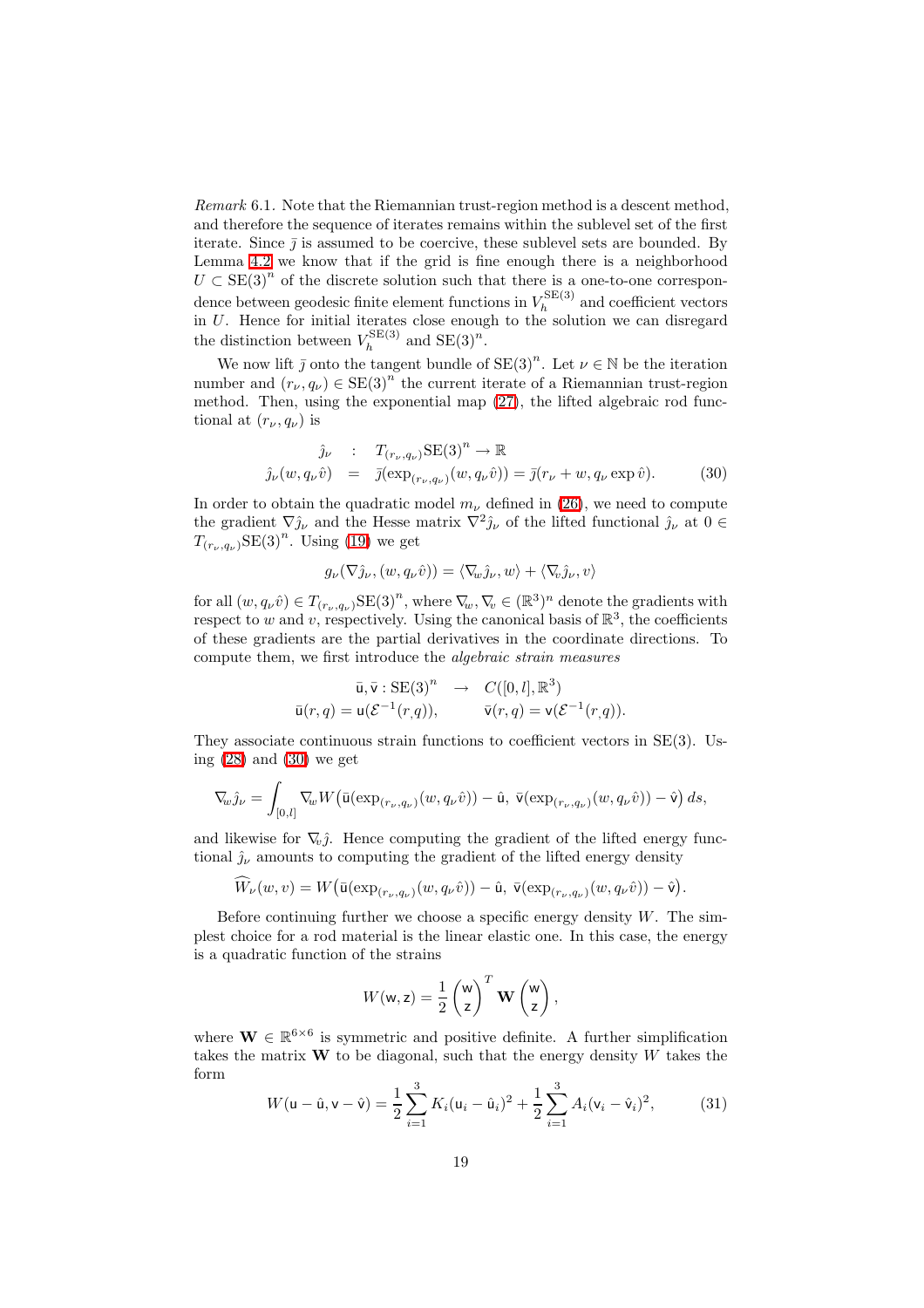*Remark* 6.1. Note that the Riemannian trust-region method is a descent method, and therefore the sequence of iterates remains within the sublevel set of the first iterate. Since $\bar{\jmath}$ is assumed to be coercive, these sublevel sets are bounded. By Lemma 4.2 we know that if the grid is fine enough there is a neighborhood $U \subset \mathrm{SE}(3)^n$ of the discrete solution such that there is a one-to-one correspondence between geodesic finite element functions in $V_h^{\mathrm{SE}(3)}$ and coefficient vectors in $U$. Hence for initial iterates close enough to the solution we can disregard the distinction between $V_h^{\mathrm{SE}(3)}$ and $\mathrm{SE}(3)^n$.

We now lift $\bar{\jmath}$ onto the tangent bundle of $\mathrm{SE}(3)^n$. Let $\nu \in \mathbb{N}$ be the iteration number and $(r_\nu, q_\nu) \in \mathrm{SE}(3)^n$ the current iterate of a Riemannian trust-region method. Then, using the exponential map (27), the lifted algebraic rod functional at $(r_\nu, q_\nu)$ is

$$
\begin{aligned}
\hat{\jmath}_\nu \quad &: \quad T_{(r_\nu,q_\nu)}\mathrm{SE}(3)^n \to \mathbb{R} \\
\hat{\jmath}_\nu(w, q_\nu \hat{v}) \quad &= \quad \bar{\jmath}(\exp_{(r_\nu,q_\nu)}(w, q_\nu \hat{v})) = \bar{\jmath}(r_\nu + w, q_\nu \exp \hat{v}). \qquad (30)
\end{aligned}
$$

In order to obtain the quadratic model $m_\nu$ defined in (26), we need to compute the gradient $\nabla \hat{\jmath}_\nu$ and the Hesse matrix $\nabla^2 \hat{\jmath}_\nu$ of the lifted functional $\hat{\jmath}_\nu$ at $0 \in T_{(r_\nu,q_\nu)}\mathrm{SE}(3)^n$. Using (19) we get

$$
g_\nu(\nabla \hat{\jmath}_\nu, (w, q_\nu \hat{v})) = \langle \nabla_w \hat{\jmath}_\nu, w \rangle + \langle \nabla_v \hat{\jmath}_\nu, v \rangle
$$

for all $(w, q_\nu \hat{v}) \in T_{(r_\nu,q_\nu)}\mathrm{SE}(3)^n$, where $\nabla_w, \nabla_v \in (\mathbb{R}^3)^n$ denote the gradients with respect to $w$ and $v$, respectively. Using the canonical basis of $\mathbb{R}^3$, the coefficients of these gradients are the partial derivatives in the coordinate directions. To compute them, we first introduce the *algebraic strain measures*

$$
\begin{aligned}
\bar{\mathsf{u}}, \bar{\mathsf{v}} : \mathrm{SE}(3)^n \quad &\to \quad C([0,l], \mathbb{R}^3) \\
\bar{\mathsf{u}}(r, q) = \mathsf{u}(\mathcal{E}^{-1}(r, q)), \qquad &\qquad \bar{\mathsf{v}}(r, q) = \mathsf{v}(\mathcal{E}^{-1}(r, q)).
\end{aligned}
$$

They associate continuous strain functions to coefficient vectors in SE(3). Using (28) and (30) we get

$$
\nabla_w \hat{\jmath}_\nu = \int_{[0,l]} \nabla_w W\big(\bar{\mathsf{u}}(\exp_{(r_\nu,q_\nu)}(w, q_\nu \hat{v})) - \hat{\mathsf{u}},\ \bar{\mathsf{v}}(\exp_{(r_\nu,q_\nu)}(w, q_\nu \hat{v})) - \hat{\mathsf{v}}\big)\, ds,
$$

and likewise for $\nabla_v \hat{\jmath}$. Hence computing the gradient of the lifted energy functional $\hat{\jmath}_\nu$ amounts to computing the gradient of the lifted energy density

$$
\widehat{W}_\nu(w, v) = W\big(\bar{\mathsf{u}}(\exp_{(r_\nu,q_\nu)}(w, q_\nu \hat{v})) - \hat{\mathsf{u}},\ \bar{\mathsf{v}}(\exp_{(r_\nu,q_\nu)}(w, q_\nu \hat{v})) - \hat{\mathsf{v}}\big).
$$

Before continuing further we choose a specific energy density $W$. The simplest choice for a rod material is the linear elastic one. In this case, the energy is a quadratic function of the strains

$$
W(\mathsf{w}, \mathsf{z}) = \frac{1}{2} \begin{pmatrix} \mathsf{w} \\ \mathsf{z} \end{pmatrix}^T \mathbf{W} \begin{pmatrix} \mathsf{w} \\ \mathsf{z} \end{pmatrix},
$$

where $\mathbf{W} \in \mathbb{R}^{6\times 6}$ is symmetric and positive definite. A further simplification takes the matrix $\mathbf{W}$ to be diagonal, such that the energy density $W$ takes the form

$$
W(\mathsf{u} - \hat{\mathsf{u}}, \mathsf{v} - \hat{\mathsf{v}}) = \frac{1}{2} \sum_{i=1}^{3} K_i (\mathsf{u}_i - \hat{\mathsf{u}}_i)^2 + \frac{1}{2} \sum_{i=1}^{3} A_i (\mathsf{v}_i - \hat{\mathsf{v}}_i)^2, \qquad (31)
$$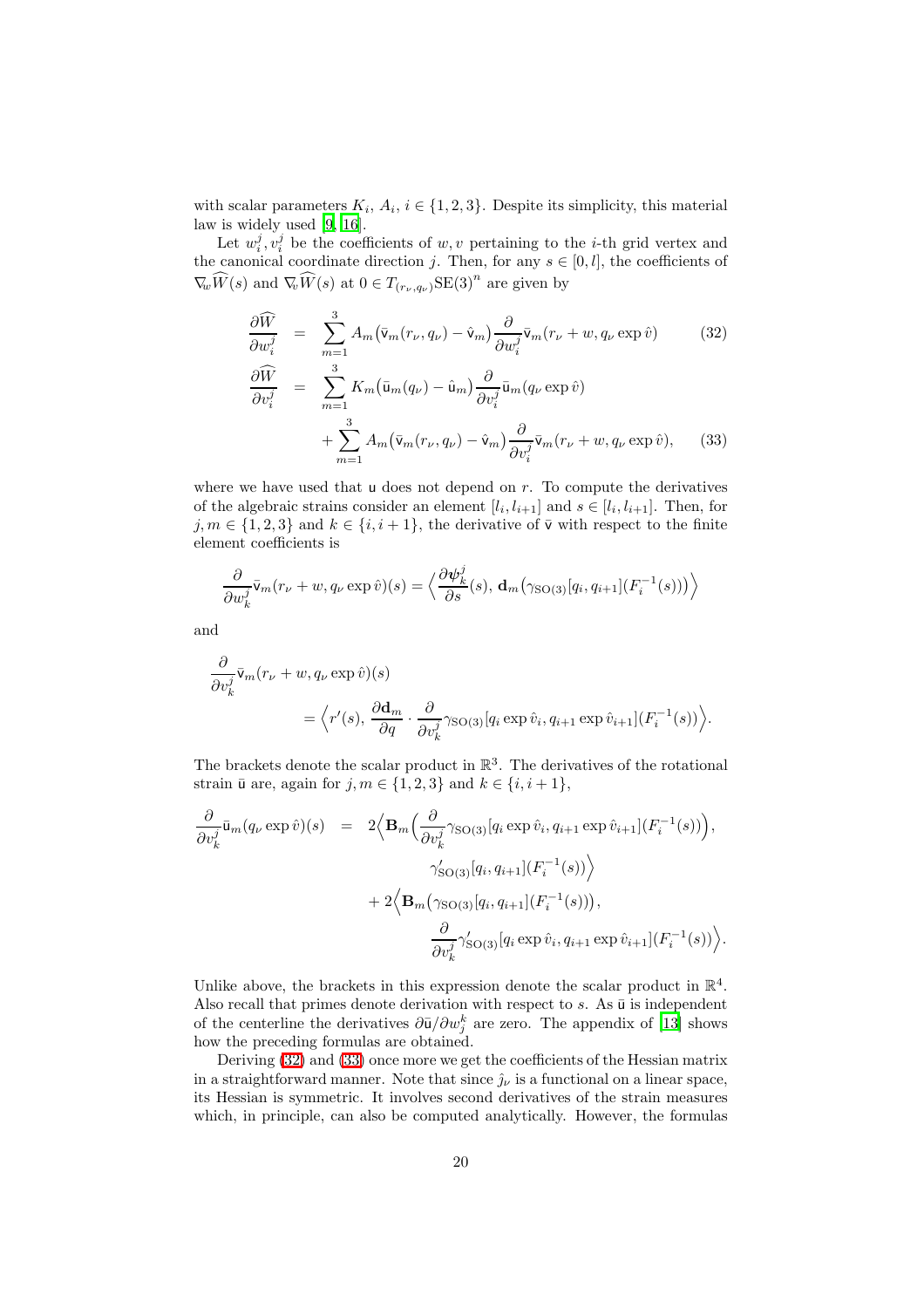with scalar parameters $K_i$, $A_i$, $i \in \{1,2,3\}$. Despite its simplicity, this material law is widely used [9, 16].

Let $w_i^j, v_i^j$ be the coefficients of $w, v$ pertaining to the $i$-th grid vertex and the canonical coordinate direction $j$. Then, for any $s \in [0,l]$, the coefficients of $\nabla_w \widehat{W}(s)$ and $\nabla_v \widehat{W}(s)$ at $0 \in T_{(r_\nu,q_\nu)}\mathrm{SE}(3)^n$ are given by

$$\frac{\partial \widehat{W}}{\partial w_i^j} = \sum_{m=1}^{3} A_m\big(\bar{\mathsf{v}}_m(r_\nu,q_\nu) - \hat{\mathsf{v}}_m\big)\frac{\partial}{\partial w_i^j}\bar{\mathsf{v}}_m(r_\nu + w, q_\nu \exp \hat{v}) \tag{32}$$

$$\begin{aligned}\frac{\partial \widehat{W}}{\partial v_i^j} &= \sum_{m=1}^{3} K_m\big(\bar{\mathsf{u}}_m(q_\nu) - \hat{\mathsf{u}}_m\big)\frac{\partial}{\partial v_i^j}\bar{\mathsf{u}}_m(q_\nu \exp \hat{v}) \\ &\quad + \sum_{m=1}^{3} A_m\big(\bar{\mathsf{v}}_m(r_\nu,q_\nu) - \hat{\mathsf{v}}_m\big)\frac{\partial}{\partial v_i^j}\bar{\mathsf{v}}_m(r_\nu + w, q_\nu \exp \hat{v}),\end{aligned} \tag{33}$$

where we have used that $\mathsf{u}$ does not depend on $r$. To compute the derivatives of the algebraic strains consider an element $[l_i, l_{i+1}]$ and $s \in [l_i, l_{i+1}]$. Then, for $j, m \in \{1,2,3\}$ and $k \in \{i, i+1\}$, the derivative of $\bar{\mathsf{v}}$ with respect to the finite element coefficients is

$$\frac{\partial}{\partial w_k^j}\bar{\mathsf{v}}_m(r_\nu + w, q_\nu \exp \hat{v})(s) = \Big\langle \frac{\partial \boldsymbol{\psi}_k^j}{\partial s}(s),\, \mathbf{d}_m\big(\gamma_{\mathrm{SO}(3)}[q_i,q_{i+1}](F_i^{-1}(s))\big)\Big\rangle$$

and

$$\begin{aligned}&\frac{\partial}{\partial v_k^j}\bar{\mathsf{v}}_m(r_\nu + w, q_\nu \exp \hat{v})(s) \\ &\qquad\qquad = \Big\langle r'(s),\, \frac{\partial \mathbf{d}_m}{\partial q} \cdot \frac{\partial}{\partial v_k^j}\gamma_{\mathrm{SO}(3)}[q_i \exp \hat{v}_i, q_{i+1}\exp \hat{v}_{i+1}](F_i^{-1}(s))\Big\rangle.\end{aligned}$$

The brackets denote the scalar product in $\mathbb{R}^3$. The derivatives of the rotational strain $\bar{\mathsf{u}}$ are, again for $j, m \in \{1,2,3\}$ and $k \in \{i, i+1\}$,

$$\begin{aligned}\frac{\partial}{\partial v_k^j}\bar{\mathsf{u}}_m(q_\nu \exp \hat{v})(s) &= 2\Big\langle \mathbf{B}_m\Big(\frac{\partial}{\partial v_k^j}\gamma_{\mathrm{SO}(3)}[q_i \exp \hat{v}_i, q_{i+1}\exp \hat{v}_{i+1}](F_i^{-1}(s))\Big), \\ &\qquad\qquad \gamma'_{\mathrm{SO}(3)}[q_i, q_{i+1}](F_i^{-1}(s))\Big\rangle \\ &\quad + 2\Big\langle \mathbf{B}_m\big(\gamma_{\mathrm{SO}(3)}[q_i,q_{i+1}](F_i^{-1}(s))\big), \\ &\qquad\qquad \frac{\partial}{\partial v_k^j}\gamma'_{\mathrm{SO}(3)}[q_i \exp \hat{v}_i, q_{i+1}\exp \hat{v}_{i+1}](F_i^{-1}(s))\Big\rangle.\end{aligned}$$

Unlike above, the brackets in this expression denote the scalar product in $\mathbb{R}^4$. Also recall that primes denote derivation with respect to $s$. As $\bar{\mathsf{u}}$ is independent of the centerline the derivatives $\partial \bar{\mathsf{u}}/\partial w_j^k$ are zero. The appendix of [13] shows how the preceding formulas are obtained.

Deriving (32) and (33) once more we get the coefficients of the Hessian matrix in a straightforward manner. Note that since $\hat{j}_\nu$ is a functional on a linear space, its Hessian is symmetric. It involves second derivatives of the strain measures which, in principle, can also be computed analytically. However, the formulas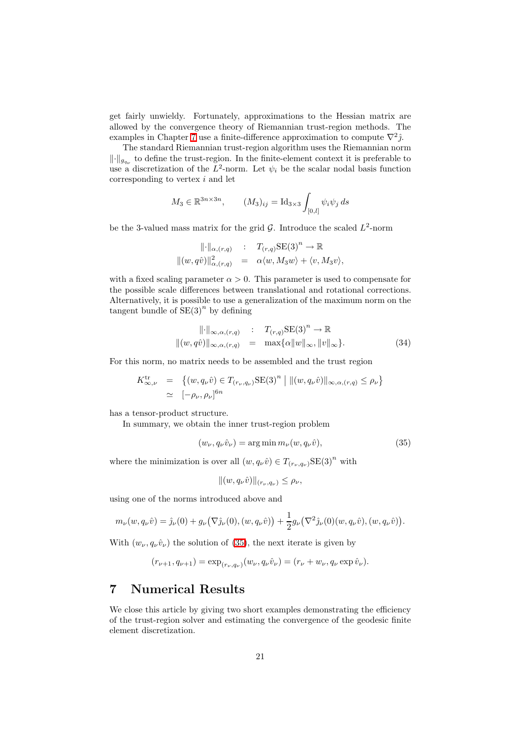get fairly unwieldy. Fortunately, approximations to the Hessian matrix are allowed by the convergence theory of Riemannian trust-region methods. The examples in Chapter 7 use a finite-difference approximation to compute $\nabla^2 \hat{\jmath}$.

The standard Riemannian trust-region algorithm uses the Riemannian norm $\|\cdot\|_{g_{q_\nu}}$ to define the trust-region. In the finite-element context it is preferable to use a discretization of the $L^2$-norm. Let $\psi_i$ be the scalar nodal basis function corresponding to vertex $i$ and let

$$M_3 \in \mathbb{R}^{3n \times 3n}, \qquad (M_3)_{ij} = \mathrm{Id}_{3\times 3} \int_{[0,l]} \psi_i \psi_j \, ds$$

be the 3-valued mass matrix for the grid $\mathcal{G}$. Introduce the scaled $L^2$-norm

$$\begin{aligned} \|\cdot\|_{\alpha,(r,q)} &\quad : \quad T_{(r,q)}\mathrm{SE}(3)^n \to \mathbb{R} \\ \|(w, q\hat{v})\|^2_{\alpha,(r,q)} &\quad = \quad \alpha \langle w, M_3 w \rangle + \langle v, M_3 v \rangle, \end{aligned}$$

with a fixed scaling parameter $\alpha > 0$. This parameter is used to compensate for the possible scale differences between translational and rotational corrections. Alternatively, it is possible to use a generalization of the maximum norm on the tangent bundle of $\mathrm{SE}(3)^n$ by defining

$$\begin{aligned} \|\cdot\|_{\infty,\alpha,(r,q)} &\quad : \quad T_{(r,q)}\mathrm{SE}(3)^n \to \mathbb{R} \\ \|(w, q\hat{v})\|_{\infty,\alpha,(r,q)} &\quad = \quad \max\{\alpha\|w\|_\infty, \|v\|_\infty\}. \end{aligned} \tag{34}$$

For this norm, no matrix needs to be assembled and the trust region

$$\begin{aligned} K^{\mathrm{tr}}_{\infty,\nu} &= \left\{ (w, q_\nu \hat{v}) \in T_{(r_\nu,q_\nu)}\mathrm{SE}(3)^n \;\middle|\; \|(w, q_\nu \hat{v})\|_{\infty,\alpha,(r,q)} \le \rho_\nu \right\} \\ &\simeq [-\rho_\nu, \rho_\nu]^{6n} \end{aligned}$$

has a tensor-product structure.

In summary, we obtain the inner trust-region problem

$$(w_\nu, q_\nu \hat{v}_\nu) = \arg\min m_\nu(w, q_\nu \hat{v}), \tag{35}$$

where the minimization is over all $(w, q_\nu \hat{v}) \in T_{(r_\nu,q_\nu)}\mathrm{SE}(3)^n$ with

$$\|(w, q_\nu \hat{v})\|_{(r_\nu,q_\nu)} \le \rho_\nu,$$

using one of the norms introduced above and

$$m_\nu(w, q_\nu \hat{v}) = \hat{\jmath}_\nu(0) + g_\nu\big(\nabla \hat{\jmath}_\nu(0), (w, q_\nu \hat{v})\big) + \frac{1}{2} g_\nu\big(\nabla^2 \hat{\jmath}_\nu(0)(w, q_\nu \hat{v}), (w, q_\nu \hat{v})\big).$$

With $(w_\nu, q_\nu \hat{v}_\nu)$ the solution of (35), the next iterate is given by

$$(r_{\nu+1}, q_{\nu+1}) = \exp_{(r_\nu,q_\nu)}(w_\nu, q_\nu \hat{v}_\nu) = (r_\nu + w_\nu, q_\nu \exp \hat{v}_\nu).$$

# 7 Numerical Results

We close this article by giving two short examples demonstrating the efficiency of the trust-region solver and estimating the convergence of the geodesic finite element discretization.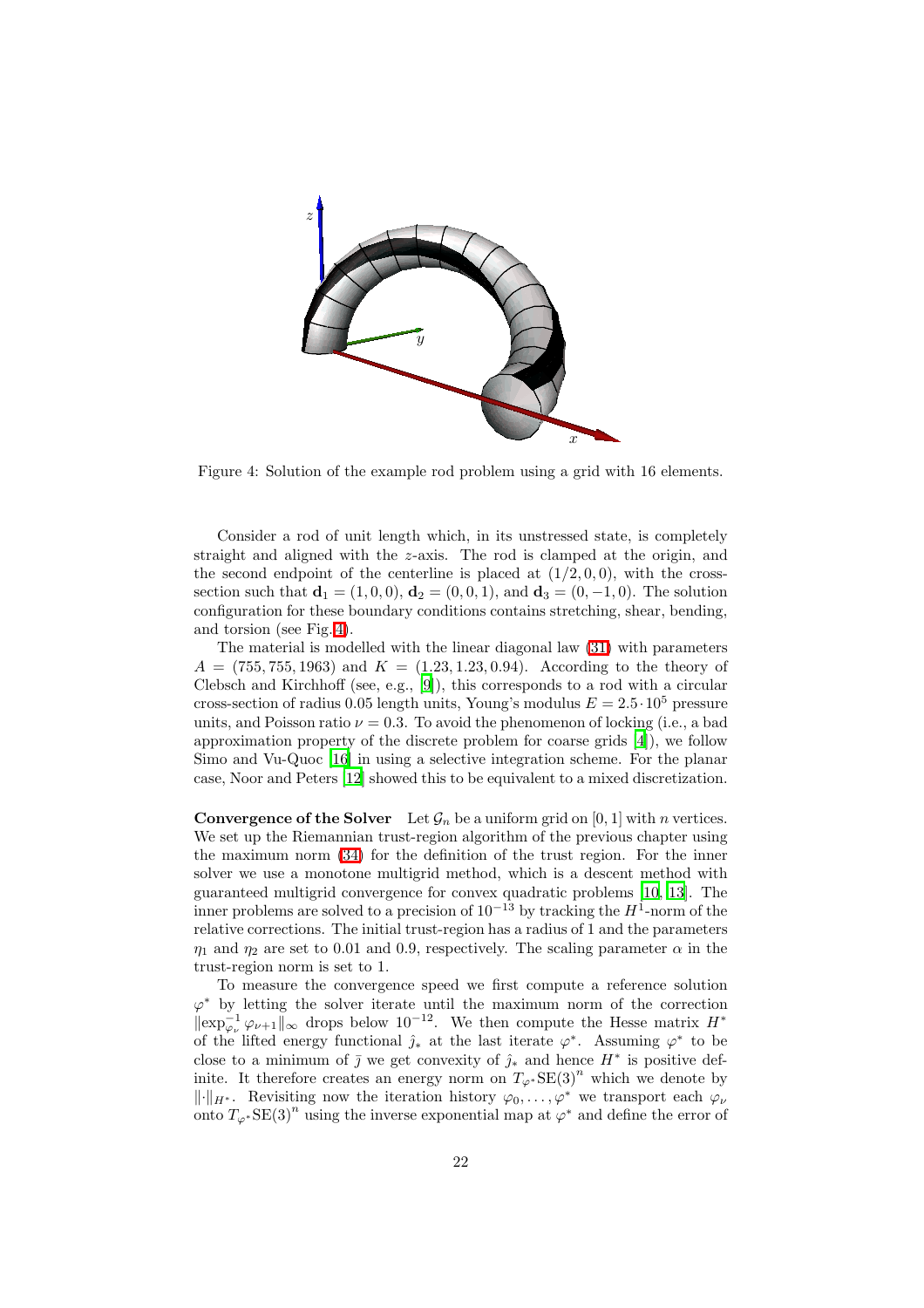Figure 4: Solution of the example rod problem using a grid with 16 elements.

Consider a rod of unit length which, in its unstressed state, is completely straight and aligned with the $z$-axis. The rod is clamped at the origin, and the second endpoint of the centerline is placed at $(1/2, 0, 0)$, with the cross-section such that $\mathbf{d}_1 = (1, 0, 0)$, $\mathbf{d}_2 = (0, 0, 1)$, and $\mathbf{d}_3 = (0, -1, 0)$. The solution configuration for these boundary conditions contains stretching, shear, bending, and torsion (see Fig. 4).

The material is modelled with the linear diagonal law (31) with parameters $A = (755, 755, 1963)$ and $K = (1.23, 1.23, 0.94)$. According to the theory of Clebsch and Kirchhoff (see, e.g., [9]), this corresponds to a rod with a circular cross-section of radius 0.05 length units, Young's modulus $E = 2.5 \cdot 10^5$ pressure units, and Poisson ratio $\nu = 0.3$. To avoid the phenomenon of locking (i.e., a bad approximation property of the discrete problem for coarse grids [4]), we follow Simo and Vu-Quoc [16] in using a selective integration scheme. For the planar case, Noor and Peters [12] showed this to be equivalent to a mixed discretization.

**Convergence of the Solver** Let $\mathcal{G}_n$ be a uniform grid on $[0, 1]$ with $n$ vertices. We set up the Riemannian trust-region algorithm of the previous chapter using the maximum norm (34) for the definition of the trust region. For the inner solver we use a monotone multigrid method, which is a descent method with guaranteed multigrid convergence for convex quadratic problems [10, 13]. The inner problems are solved to a precision of $10^{-13}$ by tracking the $H^1$-norm of the relative corrections. The initial trust-region has a radius of 1 and the parameters $\eta_1$ and $\eta_2$ are set to 0.01 and 0.9, respectively. The scaling parameter $\alpha$ in the trust-region norm is set to 1.

To measure the convergence speed we first compute a reference solution $\varphi^*$ by letting the solver iterate until the maximum norm of the correction $\|\exp^{-1}_{\varphi_\nu} \varphi_{\nu+1}\|_\infty$ drops below $10^{-12}$. We then compute the Hesse matrix $H^*$ of the lifted energy functional $\hat{j}_*$ at the last iterate $\varphi^*$. Assuming $\varphi^*$ to be close to a minimum of $\bar{j}$ we get convexity of $\hat{j}_*$ and hence $H^*$ is positive definite. It therefore creates an energy norm on $T_{\varphi^*}\mathrm{SE}(3)^n$ which we denote by $\|\cdot\|_{H^*}$. Revisiting now the iteration history $\varphi_0, \ldots, \varphi^*$ we transport each $\varphi_\nu$ onto $T_{\varphi^*}\mathrm{SE}(3)^n$ using the inverse exponential map at $\varphi^*$ and define the error of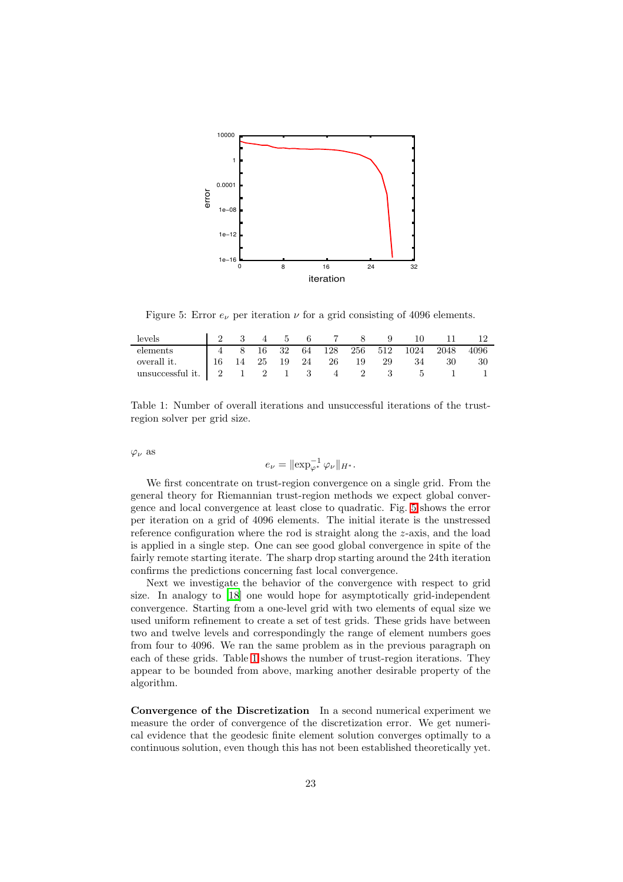Figure 5: Error $e_\nu$ per iteration $\nu$ for a grid consisting of 4096 elements.

| levels | 2 | 3 | 4 | 5 | 6 | 7 | 8 | 9 | 10 | 11 | 12 |
|---|---|---|---|---|---|---|---|---|---|---|---|
| elements | 4 | 8 | 16 | 32 | 64 | 128 | 256 | 512 | 1024 | 2048 | 4096 |
| overall it. | 16 | 14 | 25 | 19 | 24 | 26 | 19 | 29 | 34 | 30 | 30 |
| unsuccessful it. | 2 | 1 | 2 | 1 | 3 | 4 | 2 | 3 | 5 | 1 | 1 |

Table 1: Number of overall iterations and unsuccessful iterations of the trust-region solver per grid size.

$\varphi_\nu$ as

$$e_\nu = \|\exp_{\varphi^*}^{-1} \varphi_\nu\|_{H^*}.$$

We first concentrate on trust-region convergence on a single grid. From the general theory for Riemannian trust-region methods we expect global convergence and local convergence at least close to quadratic. Fig. 5 shows the error per iteration on a grid of 4096 elements. The initial iterate is the unstressed reference configuration where the rod is straight along the $z$-axis, and the load is applied in a single step. One can see good global convergence in spite of the fairly remote starting iterate. The sharp drop starting around the 24th iteration confirms the predictions concerning fast local convergence.

Next we investigate the behavior of the convergence with respect to grid size. In analogy to [18] one would hope for asymptotically grid-independent convergence. Starting from a one-level grid with two elements of equal size we used uniform refinement to create a set of test grids. These grids have between two and twelve levels and correspondingly the range of element numbers goes from four to 4096. We ran the same problem as in the previous paragraph on each of these grids. Table 1 shows the number of trust-region iterations. They appear to be bounded from above, marking another desirable property of the algorithm.

**Convergence of the Discretization** In a second numerical experiment we measure the order of convergence of the discretization error. We get numerical evidence that the geodesic finite element solution converges optimally to a continuous solution, even though this has not been established theoretically yet.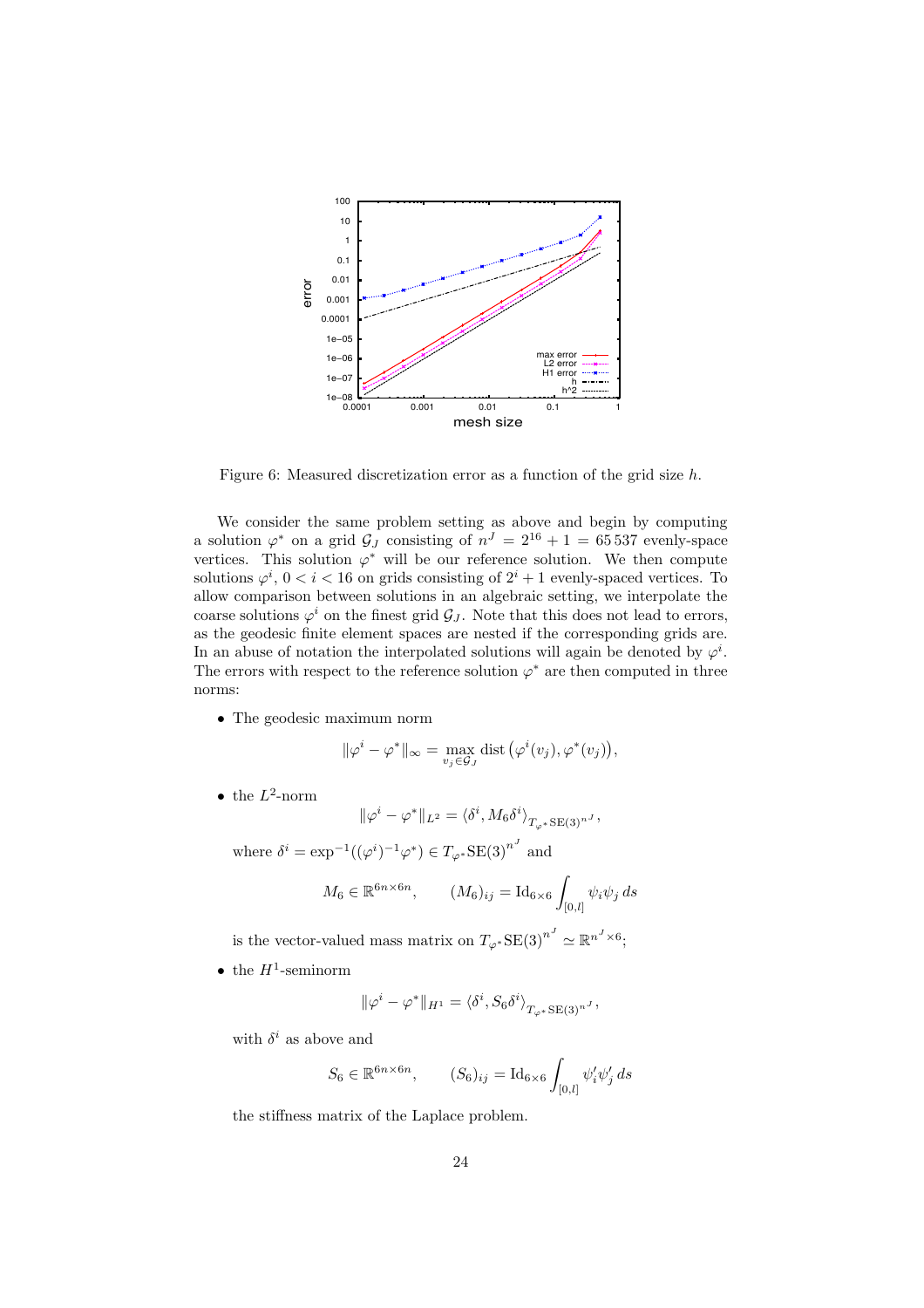Figure 6: Measured discretization error as a function of the grid size $h$.

We consider the same problem setting as above and begin by computing a solution $\varphi^*$ on a grid $\mathcal{G}_J$ consisting of $n^J = 2^{16} + 1 = 65\,537$ evenly-space vertices. This solution $\varphi^*$ will be our reference solution. We then compute solutions $\varphi^i$, $0 < i < 16$ on grids consisting of $2^i + 1$ evenly-spaced vertices. To allow comparison between solutions in an algebraic setting, we interpolate the coarse solutions $\varphi^i$ on the finest grid $\mathcal{G}_J$. Note that this does not lead to errors, as the geodesic finite element spaces are nested if the corresponding grids are. In an abuse of notation the interpolated solutions will again be denoted by $\varphi^i$. The errors with respect to the reference solution $\varphi^*$ are then computed in three norms:

- The geodesic maximum norm

$$\|\varphi^i - \varphi^*\|_\infty = \max_{v_j \in \mathcal{G}_J} \operatorname{dist}\big(\varphi^i(v_j), \varphi^*(v_j)\big),$$

- the $L^2$-norm

$$\|\varphi^i - \varphi^*\|_{L^2} = \langle \delta^i, M_6 \delta^i \rangle_{T_{\varphi^*}\mathrm{SE}(3)^{n^J}},$$

  where $\delta^i = \exp^{-1}((\varphi^i)^{-1}\varphi^*) \in T_{\varphi^*}\mathrm{SE}(3)^{n^J}$ and

$$M_6 \in \mathbb{R}^{6n \times 6n}, \qquad (M_6)_{ij} = \mathrm{Id}_{6\times 6} \int_{[0,l]} \psi_i \psi_j \, ds$$

  is the vector-valued mass matrix on $T_{\varphi^*}\mathrm{SE}(3)^{n^J} \simeq \mathbb{R}^{n^J \times 6}$;

- the $H^1$-seminorm

$$\|\varphi^i - \varphi^*\|_{H^1} = \langle \delta^i, S_6 \delta^i \rangle_{T_{\varphi^*}\mathrm{SE}(3)^{n^J}},$$

  with $\delta^i$ as above and

$$S_6 \in \mathbb{R}^{6n \times 6n}, \qquad (S_6)_{ij} = \mathrm{Id}_{6\times 6} \int_{[0,l]} \psi_i' \psi_j' \, ds$$

  the stiffness matrix of the Laplace problem.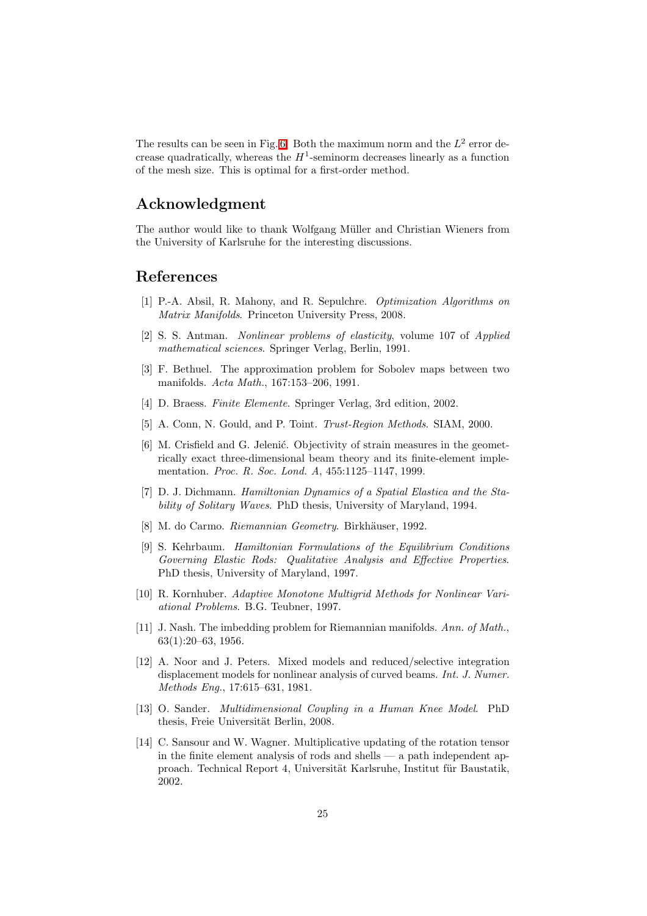The results can be seen in Fig. 6. Both the maximum norm and the $L^2$ error decrease quadratically, whereas the $H^1$-seminorm decreases linearly as a function of the mesh size. This is optimal for a first-order method.

## Acknowledgment

The author would like to thank Wolfgang Müller and Christian Wieners from the University of Karlsruhe for the interesting discussions.

## References

[1] P.-A. Absil, R. Mahony, and R. Sepulchre. *Optimization Algorithms on Matrix Manifolds*. Princeton University Press, 2008.

[2] S. S. Antman. *Nonlinear problems of elasticity*, volume 107 of *Applied mathematical sciences*. Springer Verlag, Berlin, 1991.

[3] F. Bethuel. The approximation problem for Sobolev maps between two manifolds. *Acta Math.*, 167:153–206, 1991.

[4] D. Braess. *Finite Elemente*. Springer Verlag, 3rd edition, 2002.

[5] A. Conn, N. Gould, and P. Toint. *Trust-Region Methods*. SIAM, 2000.

[6] M. Crisfield and G. Jelenić. Objectivity of strain measures in the geometrically exact three-dimensional beam theory and its finite-element implementation. *Proc. R. Soc. Lond. A*, 455:1125–1147, 1999.

[7] D. J. Dichmann. *Hamiltonian Dynamics of a Spatial Elastica and the Stability of Solitary Waves*. PhD thesis, University of Maryland, 1994.

[8] M. do Carmo. *Riemannian Geometry*. Birkhäuser, 1992.

[9] S. Kehrbaum. *Hamiltonian Formulations of the Equilibrium Conditions Governing Elastic Rods: Qualitative Analysis and Effective Properties*. PhD thesis, University of Maryland, 1997.

[10] R. Kornhuber. *Adaptive Monotone Multigrid Methods for Nonlinear Variational Problems*. B.G. Teubner, 1997.

[11] J. Nash. The imbedding problem for Riemannian manifolds. *Ann. of Math.*, 63(1):20–63, 1956.

[12] A. Noor and J. Peters. Mixed models and reduced/selective integration displacement models for nonlinear analysis of curved beams. *Int. J. Numer. Methods Eng.*, 17:615–631, 1981.

[13] O. Sander. *Multidimensional Coupling in a Human Knee Model*. PhD thesis, Freie Universität Berlin, 2008.

[14] C. Sansour and W. Wagner. Multiplicative updating of the rotation tensor in the finite element analysis of rods and shells — a path independent approach. Technical Report 4, Universität Karlsruhe, Institut für Baustatik, 2002.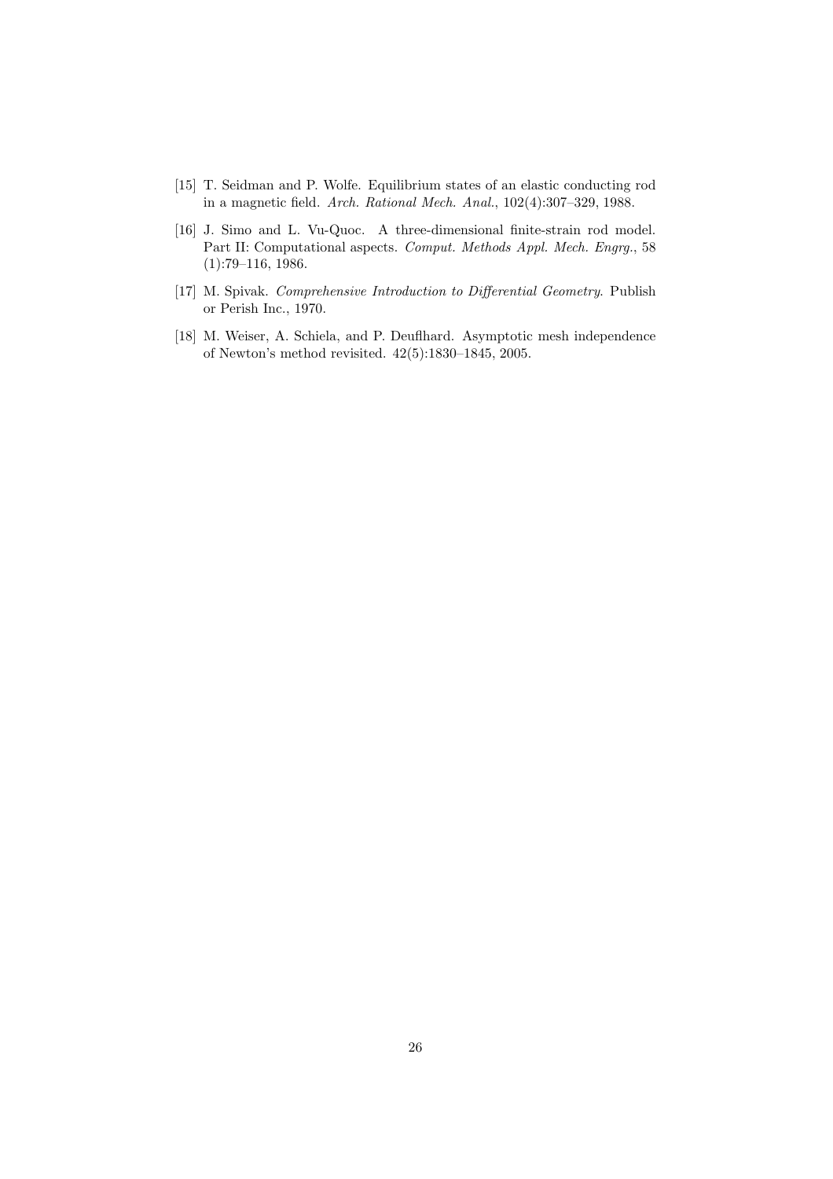[15] T. Seidman and P. Wolfe. Equilibrium states of an elastic conducting rod in a magnetic field. *Arch. Rational Mech. Anal.*, 102(4):307–329, 1988.

[16] J. Simo and L. Vu-Quoc. A three-dimensional finite-strain rod model. Part II: Computational aspects. *Comput. Methods Appl. Mech. Engrg.*, 58 (1):79–116, 1986.

[17] M. Spivak. *Comprehensive Introduction to Differential Geometry*. Publish or Perish Inc., 1970.

[18] M. Weiser, A. Schiela, and P. Deuflhard. Asymptotic mesh independence of Newton's method revisited. 42(5):1830–1845, 2005.